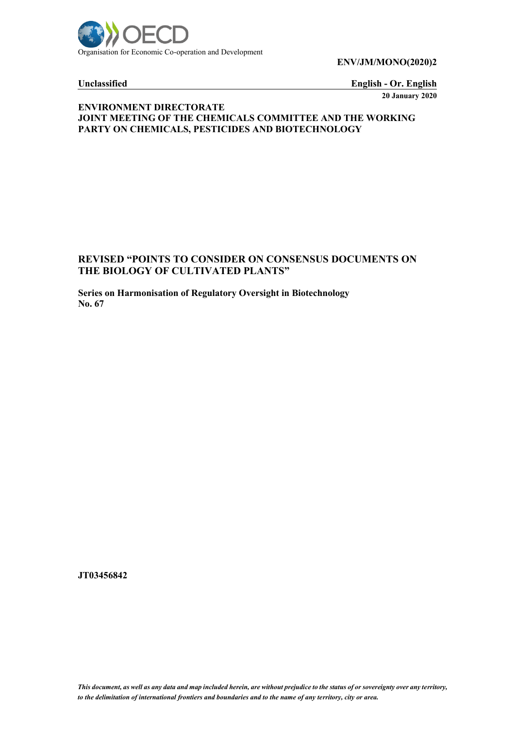Organisation for Economic Co-operation and Development

**ENV/JM/MONO(2020)2**

**Unclassified** **English - Or. English**

**20 January 2020**

**ENVIRONMENT DIRECTORATE**
**JOINT MEETING OF THE CHEMICALS COMMITTEE AND THE WORKING PARTY ON CHEMICALS, PESTICIDES AND BIOTECHNOLOGY**

# REVISED "POINTS TO CONSIDER ON CONSENSUS DOCUMENTS ON THE BIOLOGY OF CULTIVATED PLANTS"

**Series on Harmonisation of Regulatory Oversight in Biotechnology**
**No. 67**

**JT03456842**

*This document, as well as any data and map included herein, are without prejudice to the status of or sovereignty over any territory, to the delimitation of international frontiers and boundaries and to the name of any territory, city or area.*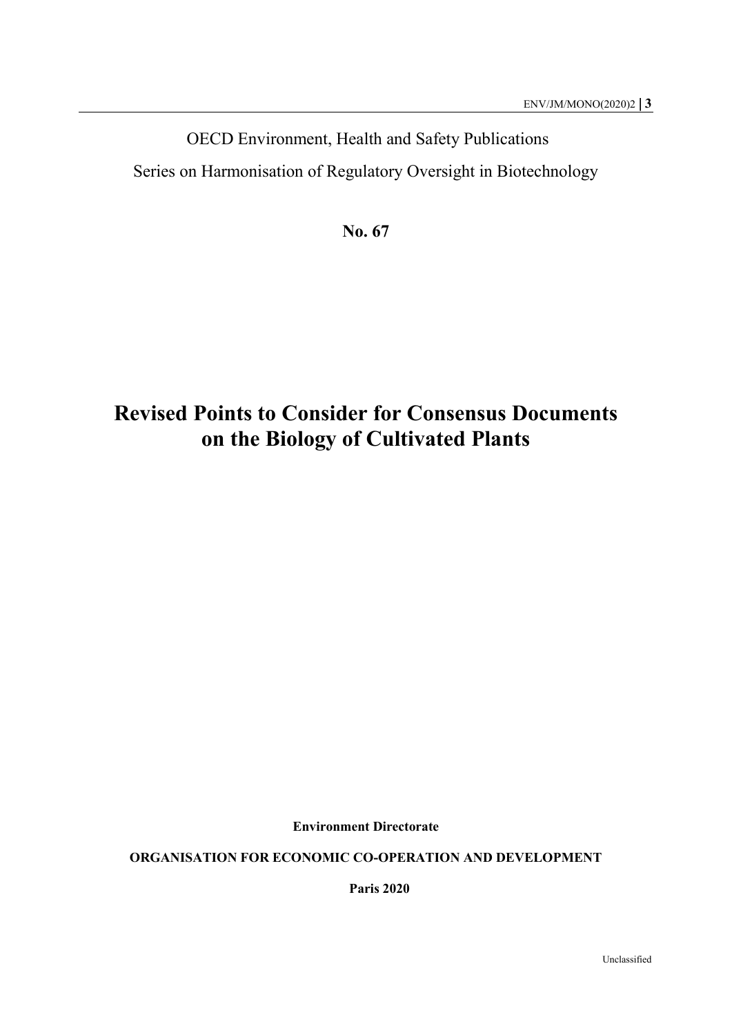OECD Environment, Health and Safety Publications

Series on Harmonisation of Regulatory Oversight in Biotechnology

**No. 67**

# Revised Points to Consider for Consensus Documents on the Biology of Cultivated Plants

**Environment Directorate**

**ORGANISATION FOR ECONOMIC CO-OPERATION AND DEVELOPMENT**

**Paris 2020**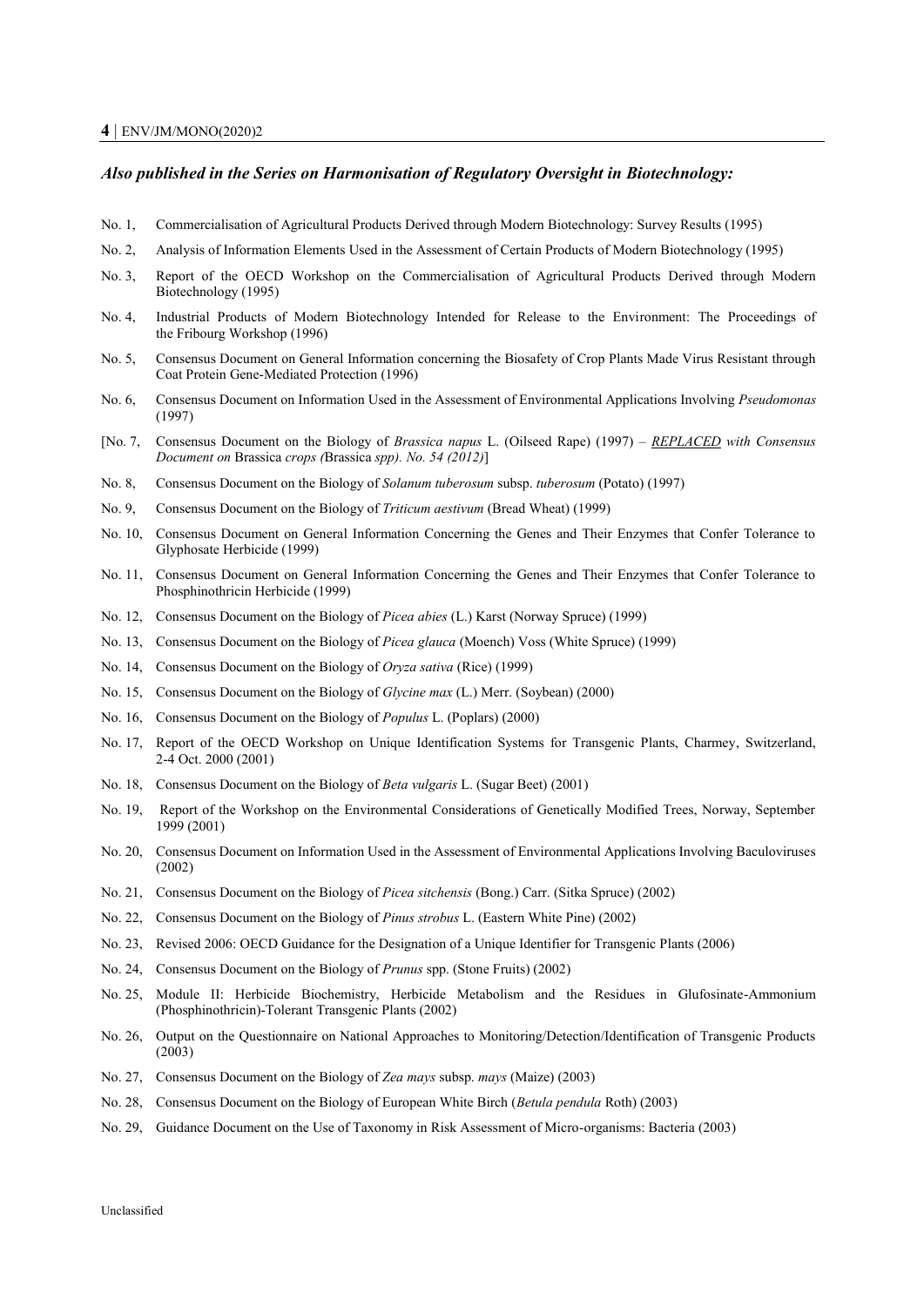### *Also published in the Series on Harmonisation of Regulatory Oversight in Biotechnology:*

No. 1, Commercialisation of Agricultural Products Derived through Modern Biotechnology: Survey Results (1995)

No. 2, Analysis of Information Elements Used in the Assessment of Certain Products of Modern Biotechnology (1995)

No. 3, Report of the OECD Workshop on the Commercialisation of Agricultural Products Derived through Modern Biotechnology (1995)

No. 4, Industrial Products of Modern Biotechnology Intended for Release to the Environment: The Proceedings of the Fribourg Workshop (1996)

No. 5, Consensus Document on General Information concerning the Biosafety of Crop Plants Made Virus Resistant through Coat Protein Gene-Mediated Protection (1996)

No. 6, Consensus Document on Information Used in the Assessment of Environmental Applications Involving *Pseudomonas* (1997)

[No. 7, Consensus Document on the Biology of *Brassica napus* L. (Oilseed Rape) (1997) – ***REPLACED** with Consensus Document on* Brassica *crops (*Brassica *spp). No. 54 (2012)*]

No. 8, Consensus Document on the Biology of *Solanum tuberosum* subsp. *tuberosum* (Potato) (1997)

No. 9, Consensus Document on the Biology of *Triticum aestivum* (Bread Wheat) (1999)

No. 10, Consensus Document on General Information Concerning the Genes and Their Enzymes that Confer Tolerance to Glyphosate Herbicide (1999)

No. 11, Consensus Document on General Information Concerning the Genes and Their Enzymes that Confer Tolerance to Phosphinothricin Herbicide (1999)

No. 12, Consensus Document on the Biology of *Picea abies* (L.) Karst (Norway Spruce) (1999)

No. 13, Consensus Document on the Biology of *Picea glauca* (Moench) Voss (White Spruce) (1999)

No. 14, Consensus Document on the Biology of *Oryza sativa* (Rice) (1999)

No. 15, Consensus Document on the Biology of *Glycine max* (L.) Merr. (Soybean) (2000)

No. 16, Consensus Document on the Biology of *Populus* L. (Poplars) (2000)

No. 17, Report of the OECD Workshop on Unique Identification Systems for Transgenic Plants, Charmey, Switzerland, 2-4 Oct. 2000 (2001)

No. 18, Consensus Document on the Biology of *Beta vulgaris* L. (Sugar Beet) (2001)

No. 19, Report of the Workshop on the Environmental Considerations of Genetically Modified Trees, Norway, September 1999 (2001)

No. 20, Consensus Document on Information Used in the Assessment of Environmental Applications Involving Baculoviruses (2002)

No. 21, Consensus Document on the Biology of *Picea sitchensis* (Bong.) Carr. (Sitka Spruce) (2002)

No. 22, Consensus Document on the Biology of *Pinus strobus* L. (Eastern White Pine) (2002)

No. 23, Revised 2006: OECD Guidance for the Designation of a Unique Identifier for Transgenic Plants (2006)

No. 24, Consensus Document on the Biology of *Prunus* spp. (Stone Fruits) (2002)

No. 25, Module II: Herbicide Biochemistry, Herbicide Metabolism and the Residues in Glufosinate-Ammonium (Phosphinothricin)-Tolerant Transgenic Plants (2002)

No. 26, Output on the Questionnaire on National Approaches to Monitoring/Detection/Identification of Transgenic Products (2003)

No. 27, Consensus Document on the Biology of *Zea mays* subsp. *mays* (Maize) (2003)

No. 28, Consensus Document on the Biology of European White Birch (*Betula pendula* Roth) (2003)

No. 29, Guidance Document on the Use of Taxonomy in Risk Assessment of Micro-organisms: Bacteria (2003)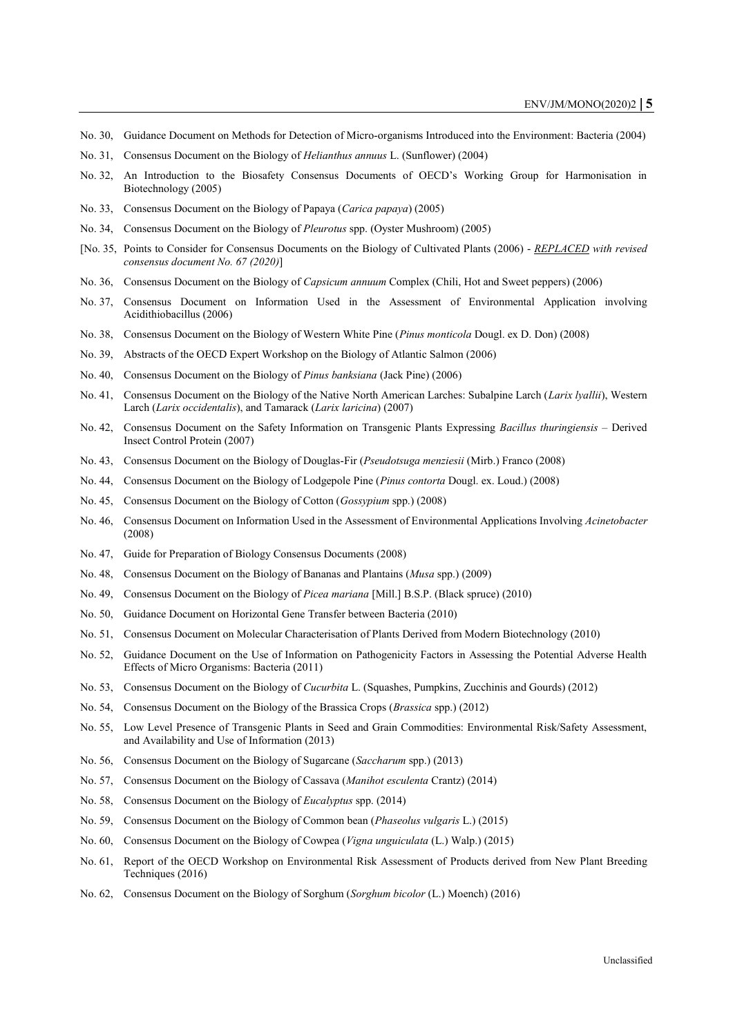No. 30, Guidance Document on Methods for Detection of Micro-organisms Introduced into the Environment: Bacteria (2004)

No. 31, Consensus Document on the Biology of *Helianthus annuus* L. (Sunflower) (2004)

No. 32, An Introduction to the Biosafety Consensus Documents of OECD's Working Group for Harmonisation in Biotechnology (2005)

No. 33, Consensus Document on the Biology of Papaya (*Carica papaya*) (2005)

No. 34, Consensus Document on the Biology of *Pleurotus* spp. (Oyster Mushroom) (2005)

[No. 35, Points to Consider for Consensus Documents on the Biology of Cultivated Plants (2006) - *REPLACED with revised consensus document No. 67 (2020)*]

No. 36, Consensus Document on the Biology of *Capsicum annuum* Complex (Chili, Hot and Sweet peppers) (2006)

No. 37, Consensus Document on Information Used in the Assessment of Environmental Application involving Acidithiobacillus (2006)

No. 38, Consensus Document on the Biology of Western White Pine (*Pinus monticola* Dougl. ex D. Don) (2008)

No. 39, Abstracts of the OECD Expert Workshop on the Biology of Atlantic Salmon (2006)

No. 40, Consensus Document on the Biology of *Pinus banksiana* (Jack Pine) (2006)

No. 41, Consensus Document on the Biology of the Native North American Larches: Subalpine Larch (*Larix lyallii*), Western Larch (*Larix occidentalis*), and Tamarack (*Larix laricina*) (2007)

No. 42, Consensus Document on the Safety Information on Transgenic Plants Expressing *Bacillus thuringiensis* – Derived Insect Control Protein (2007)

No. 43, Consensus Document on the Biology of Douglas-Fir (*Pseudotsuga menziesii* (Mirb.) Franco (2008)

No. 44, Consensus Document on the Biology of Lodgepole Pine (*Pinus contorta* Dougl. ex. Loud.) (2008)

No. 45, Consensus Document on the Biology of Cotton (*Gossypium* spp.) (2008)

No. 46, Consensus Document on Information Used in the Assessment of Environmental Applications Involving *Acinetobacter* (2008)

No. 47, Guide for Preparation of Biology Consensus Documents (2008)

No. 48, Consensus Document on the Biology of Bananas and Plantains (*Musa* spp.) (2009)

No. 49, Consensus Document on the Biology of *Picea mariana* [Mill.] B.S.P. (Black spruce) (2010)

No. 50, Guidance Document on Horizontal Gene Transfer between Bacteria (2010)

No. 51, Consensus Document on Molecular Characterisation of Plants Derived from Modern Biotechnology (2010)

No. 52, Guidance Document on the Use of Information on Pathogenicity Factors in Assessing the Potential Adverse Health Effects of Micro Organisms: Bacteria (2011)

No. 53, Consensus Document on the Biology of *Cucurbita* L. (Squashes, Pumpkins, Zucchinis and Gourds) (2012)

No. 54, Consensus Document on the Biology of the Brassica Crops (*Brassica* spp.) (2012)

No. 55, Low Level Presence of Transgenic Plants in Seed and Grain Commodities: Environmental Risk/Safety Assessment, and Availability and Use of Information (2013)

No. 56, Consensus Document on the Biology of Sugarcane (*Saccharum* spp.) (2013)

No. 57, Consensus Document on the Biology of Cassava (*Manihot esculenta* Crantz) (2014)

No. 58, Consensus Document on the Biology of *Eucalyptus* spp. (2014)

No. 59, Consensus Document on the Biology of Common bean (*Phaseolus vulgaris* L.) (2015)

No. 60, Consensus Document on the Biology of Cowpea (*Vigna unguiculata* (L.) Walp.) (2015)

No. 61, Report of the OECD Workshop on Environmental Risk Assessment of Products derived from New Plant Breeding Techniques (2016)

No. 62, Consensus Document on the Biology of Sorghum (*Sorghum bicolor* (L.) Moench) (2016)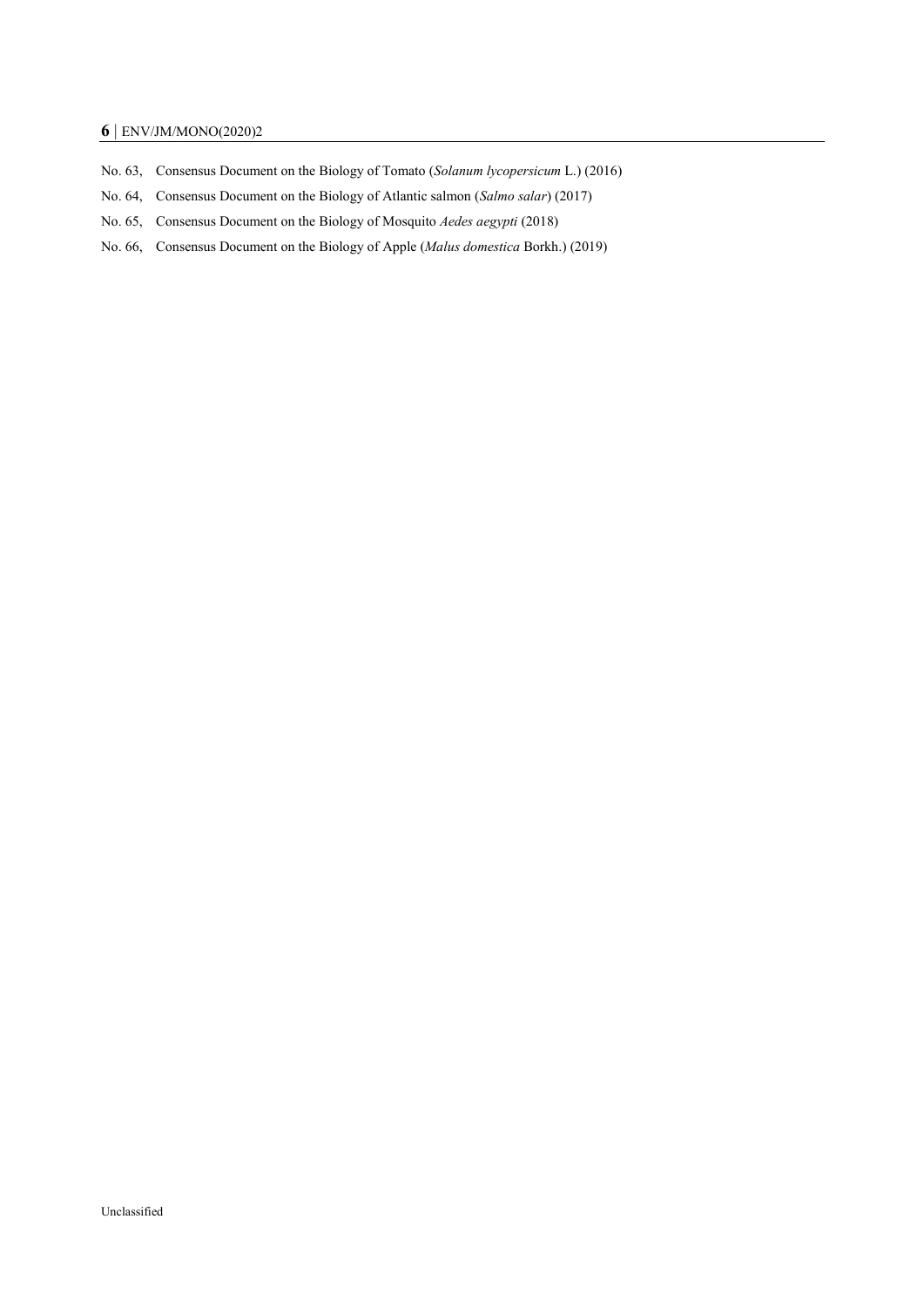No. 63, Consensus Document on the Biology of Tomato (*Solanum lycopersicum* L.) (2016)

No. 64, Consensus Document on the Biology of Atlantic salmon (*Salmo salar*) (2017)

No. 65, Consensus Document on the Biology of Mosquito *Aedes aegypti* (2018)

No. 66, Consensus Document on the Biology of Apple (*Malus domestica* Borkh.) (2019)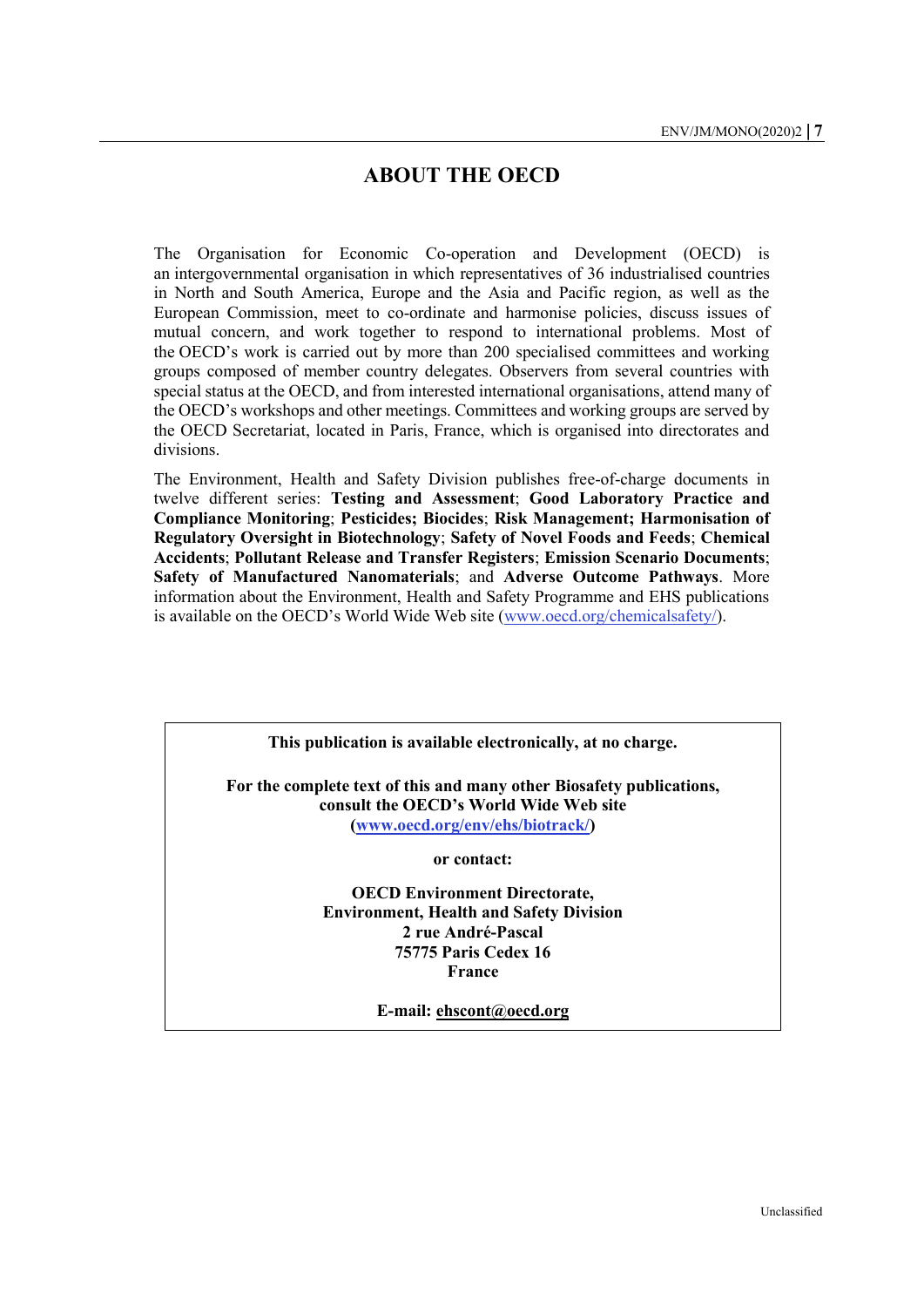# ABOUT THE OECD

The Organisation for Economic Co-operation and Development (OECD) is an intergovernmental organisation in which representatives of 36 industrialised countries in North and South America, Europe and the Asia and Pacific region, as well as the European Commission, meet to co-ordinate and harmonise policies, discuss issues of mutual concern, and work together to respond to international problems. Most of the OECD's work is carried out by more than 200 specialised committees and working groups composed of member country delegates. Observers from several countries with special status at the OECD, and from interested international organisations, attend many of the OECD's workshops and other meetings. Committees and working groups are served by the OECD Secretariat, located in Paris, France, which is organised into directorates and divisions.

The Environment, Health and Safety Division publishes free-of-charge documents in twelve different series: **Testing and Assessment**; **Good Laboratory Practice and Compliance Monitoring**; **Pesticides; Biocides**; **Risk Management; Harmonisation of Regulatory Oversight in Biotechnology**; **Safety of Novel Foods and Feeds**; **Chemical Accidents**; **Pollutant Release and Transfer Registers**; **Emission Scenario Documents**; **Safety of Manufactured Nanomaterials**; and **Adverse Outcome Pathways**. More information about the Environment, Health and Safety Programme and EHS publications is available on the OECD's World Wide Web site (www.oecd.org/chemicalsafety/).

**This publication is available electronically, at no charge.**

**For the complete text of this and many other Biosafety publications, consult the OECD's World Wide Web site (www.oecd.org/env/ehs/biotrack/)**

**or contact:**

**OECD Environment Directorate,**
**Environment, Health and Safety Division**
**2 rue André-Pascal**
**75775 Paris Cedex 16**
**France**

**E-mail: ehscont@oecd.org**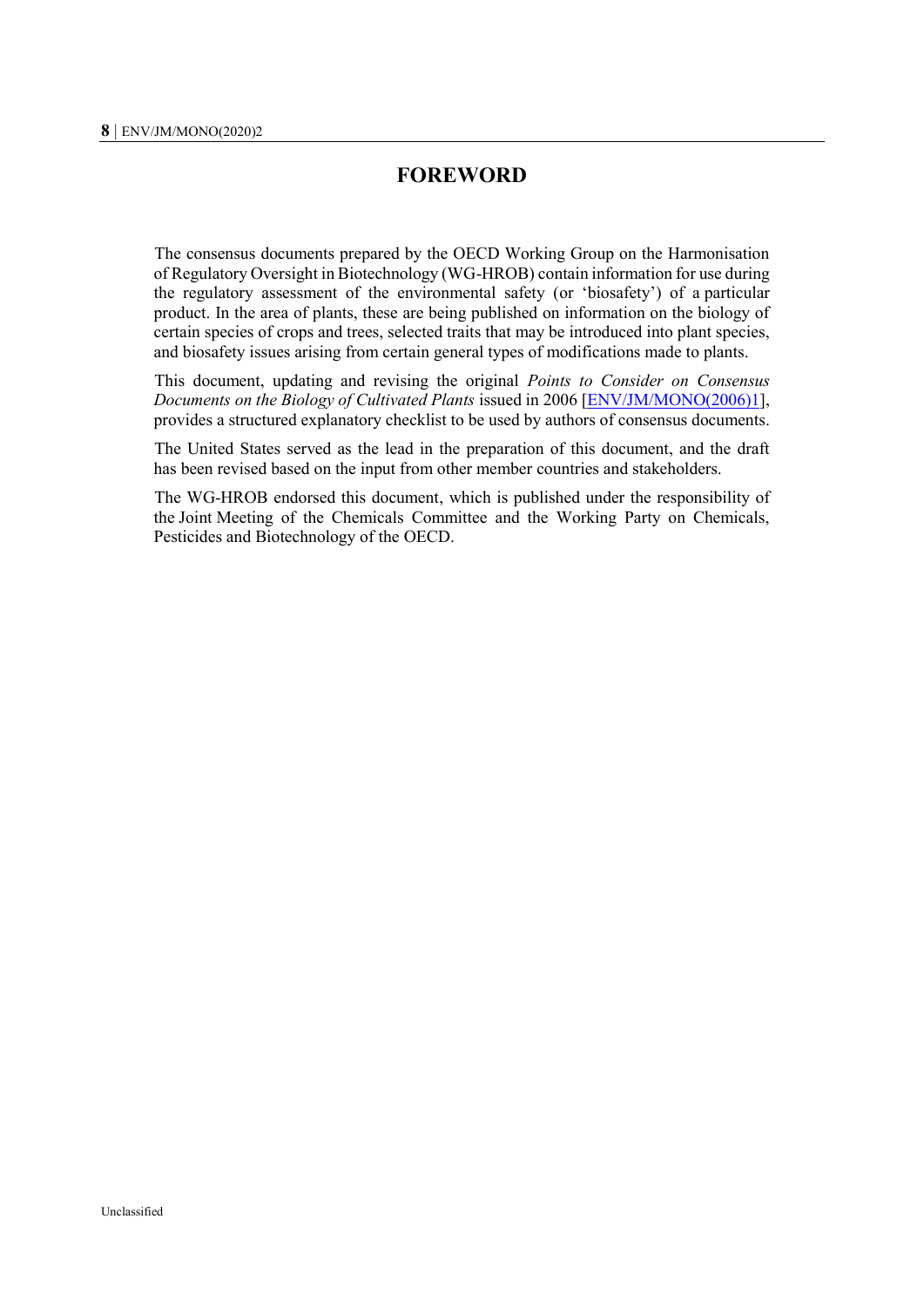# FOREWORD

The consensus documents prepared by the OECD Working Group on the Harmonisation of Regulatory Oversight in Biotechnology (WG-HROB) contain information for use during the regulatory assessment of the environmental safety (or 'biosafety') of a particular product. In the area of plants, these are being published on information on the biology of certain species of crops and trees, selected traits that may be introduced into plant species, and biosafety issues arising from certain general types of modifications made to plants.

This document, updating and revising the original *Points to Consider on Consensus Documents on the Biology of Cultivated Plants* issued in 2006 [ENV/JM/MONO(2006)1], provides a structured explanatory checklist to be used by authors of consensus documents.

The United States served as the lead in the preparation of this document, and the draft has been revised based on the input from other member countries and stakeholders.

The WG-HROB endorsed this document, which is published under the responsibility of the Joint Meeting of the Chemicals Committee and the Working Party on Chemicals, Pesticides and Biotechnology of the OECD.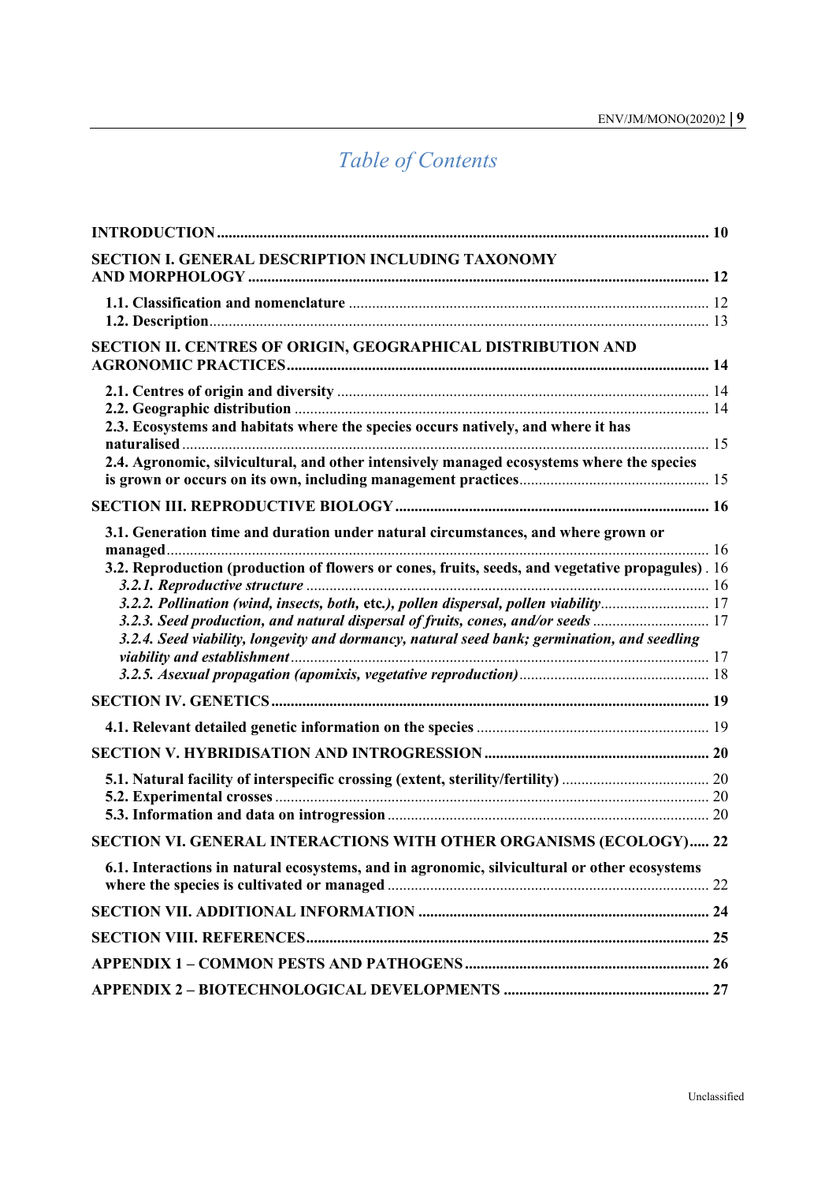# Table of Contents

**INTRODUCTION** .......... **10**

**SECTION I. GENERAL DESCRIPTION INCLUDING TAXONOMY AND MORPHOLOGY** .......... **12**

- **1.1. Classification and nomenclature** .......... 12
- **1.2. Description** .......... 13

**SECTION II. CENTRES OF ORIGIN, GEOGRAPHICAL DISTRIBUTION AND AGRONOMIC PRACTICES** .......... **14**

- **2.1. Centres of origin and diversity** .......... 14
- **2.2. Geographic distribution** .......... 14
- **2.3. Ecosystems and habitats where the species occurs natively, and where it has naturalised** .......... 15
- **2.4. Agronomic, silvicultural, and other intensively managed ecosystems where the species is grown or occurs on its own, including management practices** .......... 15

**SECTION III. REPRODUCTIVE BIOLOGY** .......... **16**

- **3.1. Generation time and duration under natural circumstances, and where grown or managed** .......... 16
- **3.2. Reproduction (production of flowers or cones, fruits, seeds, and vegetative propagules)** . 16
  - ***3.2.1. Reproductive structure*** .......... 16
  - ***3.2.2. Pollination (wind, insects, both,* etc.*), pollen dispersal, pollen viability*** .......... 17
  - ***3.2.3. Seed production, and natural dispersal of fruits, cones, and/or seeds*** .......... 17
  - ***3.2.4. Seed viability, longevity and dormancy, natural seed bank; germination, and seedling viability and establishment*** .......... 17
  - ***3.2.5. Asexual propagation (apomixis, vegetative reproduction)*** .......... 18

**SECTION IV. GENETICS** .......... **19**

- **4.1. Relevant detailed genetic information on the species** .......... 19

**SECTION V. HYBRIDISATION AND INTROGRESSION** .......... **20**

- **5.1. Natural facility of interspecific crossing (extent, sterility/fertility)** .......... 20
- **5.2. Experimental crosses** .......... 20
- **5.3. Information and data on introgression** .......... 20

**SECTION VI. GENERAL INTERACTIONS WITH OTHER ORGANISMS (ECOLOGY)** .......... **22**

- **6.1. Interactions in natural ecosystems, and in agronomic, silvicultural or other ecosystems where the species is cultivated or managed** .......... 22

**SECTION VII. ADDITIONAL INFORMATION** .......... **24**

**SECTION VIII. REFERENCES** .......... **25**

**APPENDIX 1 – COMMON PESTS AND PATHOGENS** .......... **26**

**APPENDIX 2 – BIOTECHNOLOGICAL DEVELOPMENTS** .......... **27**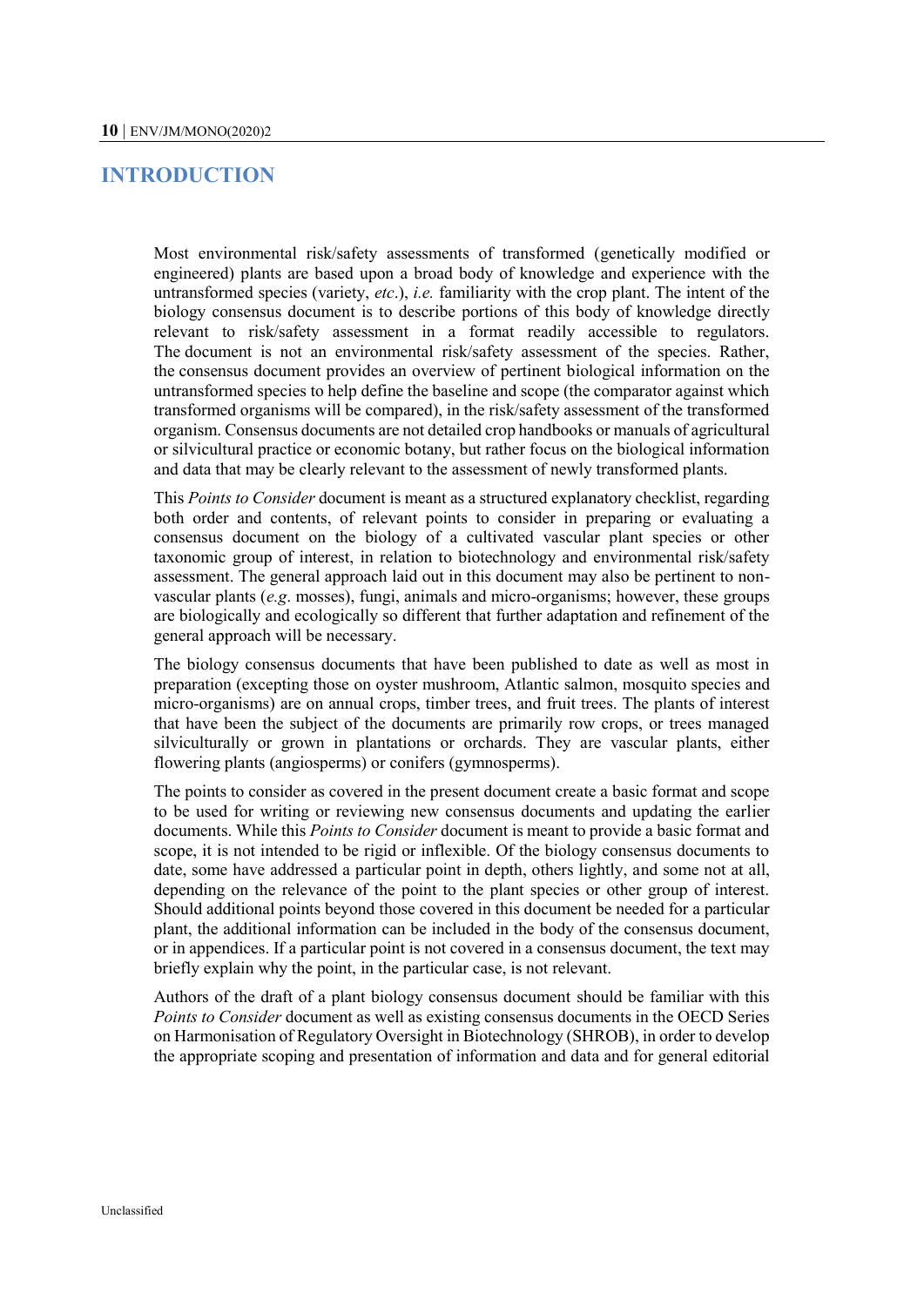# INTRODUCTION

Most environmental risk/safety assessments of transformed (genetically modified or engineered) plants are based upon a broad body of knowledge and experience with the untransformed species (variety, *etc*.), *i.e.* familiarity with the crop plant. The intent of the biology consensus document is to describe portions of this body of knowledge directly relevant to risk/safety assessment in a format readily accessible to regulators. The document is not an environmental risk/safety assessment of the species. Rather, the consensus document provides an overview of pertinent biological information on the untransformed species to help define the baseline and scope (the comparator against which transformed organisms will be compared), in the risk/safety assessment of the transformed organism. Consensus documents are not detailed crop handbooks or manuals of agricultural or silvicultural practice or economic botany, but rather focus on the biological information and data that may be clearly relevant to the assessment of newly transformed plants.

This *Points to Consider* document is meant as a structured explanatory checklist, regarding both order and contents, of relevant points to consider in preparing or evaluating a consensus document on the biology of a cultivated vascular plant species or other taxonomic group of interest, in relation to biotechnology and environmental risk/safety assessment. The general approach laid out in this document may also be pertinent to non-vascular plants (*e.g.* mosses), fungi, animals and micro-organisms; however, these groups are biologically and ecologically so different that further adaptation and refinement of the general approach will be necessary.

The biology consensus documents that have been published to date as well as most in preparation (excepting those on oyster mushroom, Atlantic salmon, mosquito species and micro-organisms) are on annual crops, timber trees, and fruit trees. The plants of interest that have been the subject of the documents are primarily row crops, or trees managed silviculturally or grown in plantations or orchards. They are vascular plants, either flowering plants (angiosperms) or conifers (gymnosperms).

The points to consider as covered in the present document create a basic format and scope to be used for writing or reviewing new consensus documents and updating the earlier documents. While this *Points to Consider* document is meant to provide a basic format and scope, it is not intended to be rigid or inflexible. Of the biology consensus documents to date, some have addressed a particular point in depth, others lightly, and some not at all, depending on the relevance of the point to the plant species or other group of interest. Should additional points beyond those covered in this document be needed for a particular plant, the additional information can be included in the body of the consensus document, or in appendices. If a particular point is not covered in a consensus document, the text may briefly explain why the point, in the particular case, is not relevant.

Authors of the draft of a plant biology consensus document should be familiar with this *Points to Consider* document as well as existing consensus documents in the OECD Series on Harmonisation of Regulatory Oversight in Biotechnology (SHROB), in order to develop the appropriate scoping and presentation of information and data and for general editorial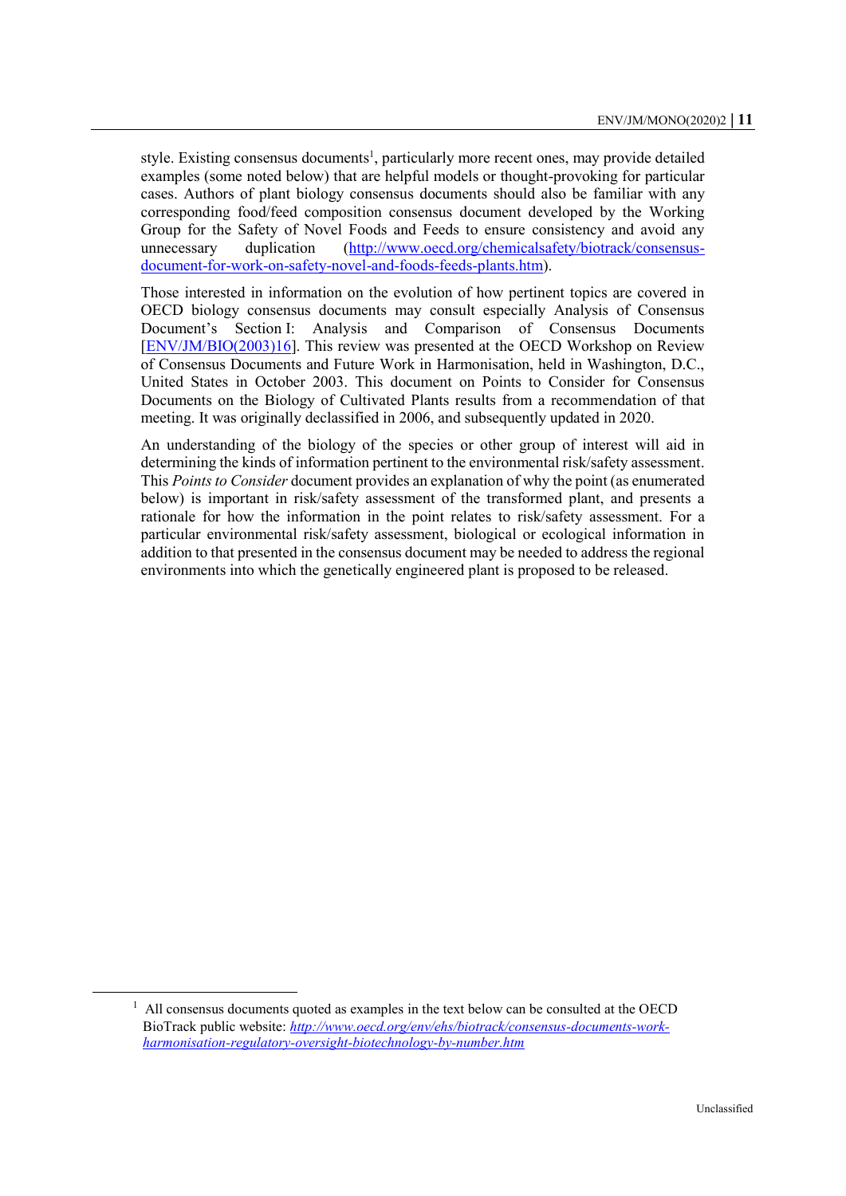style. Existing consensus documents[1], particularly more recent ones, may provide detailed examples (some noted below) that are helpful models or thought-provoking for particular cases. Authors of plant biology consensus documents should also be familiar with any corresponding food/feed composition consensus document developed by the Working Group for the Safety of Novel Foods and Feeds to ensure consistency and avoid any unnecessary duplication (http://www.oecd.org/chemicalsafety/biotrack/consensus-document-for-work-on-safety-novel-and-foods-feeds-plants.htm).

Those interested in information on the evolution of how pertinent topics are covered in OECD biology consensus documents may consult especially Analysis of Consensus Document's Section I: Analysis and Comparison of Consensus Documents [ENV/JM/BIO(2003)16]. This review was presented at the OECD Workshop on Review of Consensus Documents and Future Work in Harmonisation, held in Washington, D.C., United States in October 2003. This document on Points to Consider for Consensus Documents on the Biology of Cultivated Plants results from a recommendation of that meeting. It was originally declassified in 2006, and subsequently updated in 2020.

An understanding of the biology of the species or other group of interest will aid in determining the kinds of information pertinent to the environmental risk/safety assessment. This *Points to Consider* document provides an explanation of why the point (as enumerated below) is important in risk/safety assessment of the transformed plant, and presents a rationale for how the information in the point relates to risk/safety assessment. For a particular environmental risk/safety assessment, biological or ecological information in addition to that presented in the consensus document may be needed to address the regional environments into which the genetically engineered plant is proposed to be released.

[1] All consensus documents quoted as examples in the text below can be consulted at the OECD BioTrack public website: *http://www.oecd.org/env/ehs/biotrack/consensus-documents-work-harmonisation-regulatory-oversight-biotechnology-by-number.htm*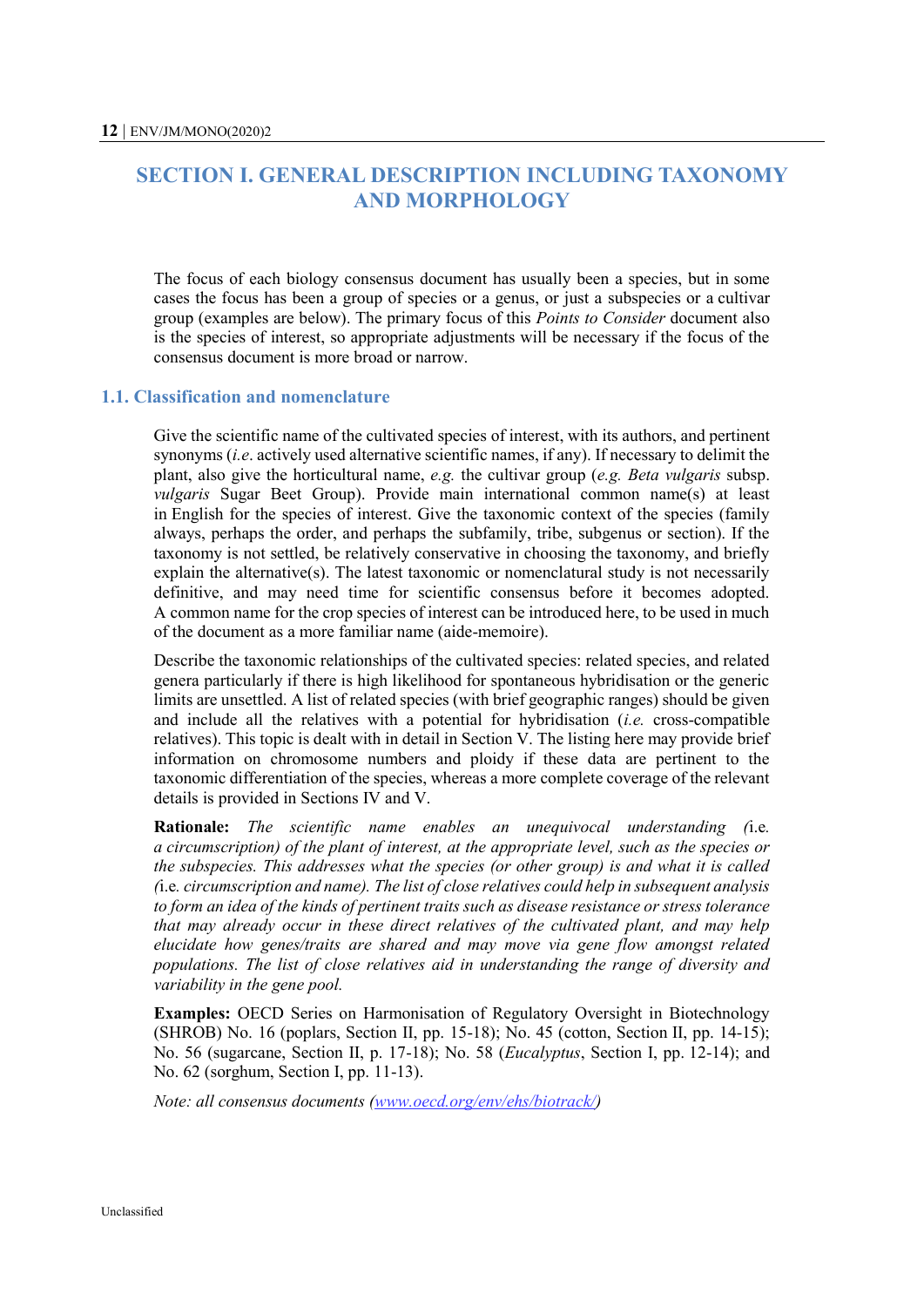# SECTION I. GENERAL DESCRIPTION INCLUDING TAXONOMY AND MORPHOLOGY

The focus of each biology consensus document has usually been a species, but in some cases the focus has been a group of species or a genus, or just a subspecies or a cultivar group (examples are below). The primary focus of this *Points to Consider* document also is the species of interest, so appropriate adjustments will be necessary if the focus of the consensus document is more broad or narrow.

## 1.1. Classification and nomenclature

Give the scientific name of the cultivated species of interest, with its authors, and pertinent synonyms (*i.e*. actively used alternative scientific names, if any). If necessary to delimit the plant, also give the horticultural name, *e.g.* the cultivar group (*e.g. Beta vulgaris* subsp. *vulgaris* Sugar Beet Group). Provide main international common name(s) at least in English for the species of interest. Give the taxonomic context of the species (family always, perhaps the order, and perhaps the subfamily, tribe, subgenus or section). If the taxonomy is not settled, be relatively conservative in choosing the taxonomy, and briefly explain the alternative(s). The latest taxonomic or nomenclatural study is not necessarily definitive, and may need time for scientific consensus before it becomes adopted. A common name for the crop species of interest can be introduced here, to be used in much of the document as a more familiar name (aide-memoire).

Describe the taxonomic relationships of the cultivated species: related species, and related genera particularly if there is high likelihood for spontaneous hybridisation or the generic limits are unsettled. A list of related species (with brief geographic ranges) should be given and include all the relatives with a potential for hybridisation (*i.e.* cross-compatible relatives). This topic is dealt with in detail in Section V. The listing here may provide brief information on chromosome numbers and ploidy if these data are pertinent to the taxonomic differentiation of the species, whereas a more complete coverage of the relevant details is provided in Sections IV and V.

**Rationale:** *The scientific name enables an unequivocal understanding (*i.e.* a circumscription) of the plant of interest, at the appropriate level, such as the species or the subspecies. This addresses what the species (or other group) is and what it is called (*i.e.* circumscription and name). The list of close relatives could help in subsequent analysis to form an idea of the kinds of pertinent traits such as disease resistance or stress tolerance that may already occur in these direct relatives of the cultivated plant, and may help elucidate how genes/traits are shared and may move via gene flow amongst related populations. The list of close relatives aid in understanding the range of diversity and variability in the gene pool.*

**Examples:** OECD Series on Harmonisation of Regulatory Oversight in Biotechnology (SHROB) No. 16 (poplars, Section II, pp. 15-18); No. 45 (cotton, Section II, pp. 14-15); No. 56 (sugarcane, Section II, p. 17-18); No. 58 (*Eucalyptus*, Section I, pp. 12-14); and No. 62 (sorghum, Section I, pp. 11-13).

*Note: all consensus documents (www.oecd.org/env/ehs/biotrack/)*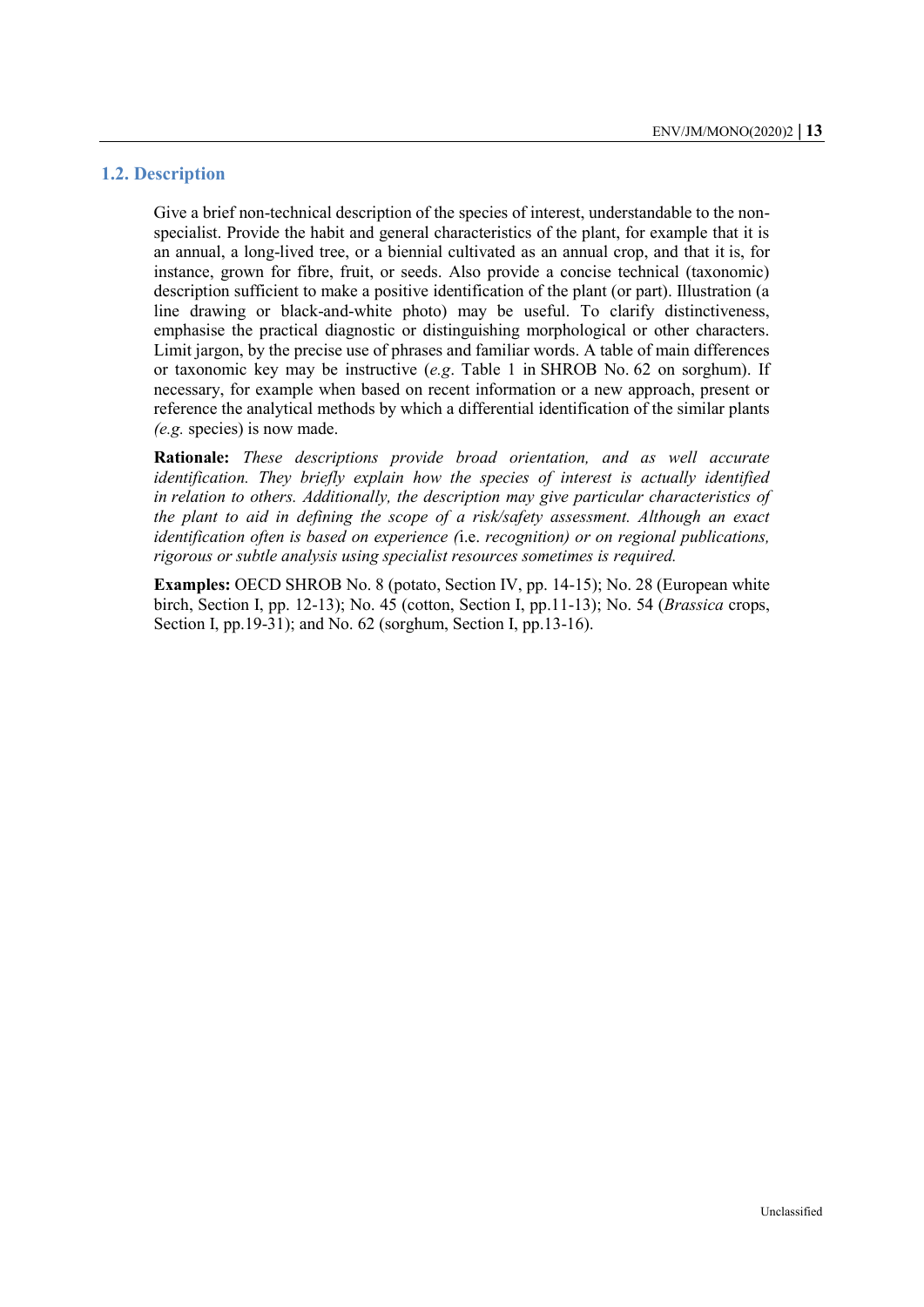## 1.2. Description

Give a brief non-technical description of the species of interest, understandable to the non-specialist. Provide the habit and general characteristics of the plant, for example that it is an annual, a long-lived tree, or a biennial cultivated as an annual crop, and that it is, for instance, grown for fibre, fruit, or seeds. Also provide a concise technical (taxonomic) description sufficient to make a positive identification of the plant (or part). Illustration (a line drawing or black-and-white photo) may be useful. To clarify distinctiveness, emphasise the practical diagnostic or distinguishing morphological or other characters. Limit jargon, by the precise use of phrases and familiar words. A table of main differences or taxonomic key may be instructive (*e.g*. Table 1 in SHROB No. 62 on sorghum). If necessary, for example when based on recent information or a new approach, present or reference the analytical methods by which a differential identification of the similar plants *(e.g.* species) is now made.

**Rationale:** *These descriptions provide broad orientation, and as well accurate identification. They briefly explain how the species of interest is actually identified in relation to others. Additionally, the description may give particular characteristics of the plant to aid in defining the scope of a risk/safety assessment. Although an exact identification often is based on experience (*i.e. *recognition) or on regional publications, rigorous or subtle analysis using specialist resources sometimes is required.*

**Examples:** OECD SHROB No. 8 (potato, Section IV, pp. 14-15); No. 28 (European white birch, Section I, pp. 12-13); No. 45 (cotton, Section I, pp.11-13); No. 54 (*Brassica* crops, Section I, pp.19-31); and No. 62 (sorghum, Section I, pp.13-16).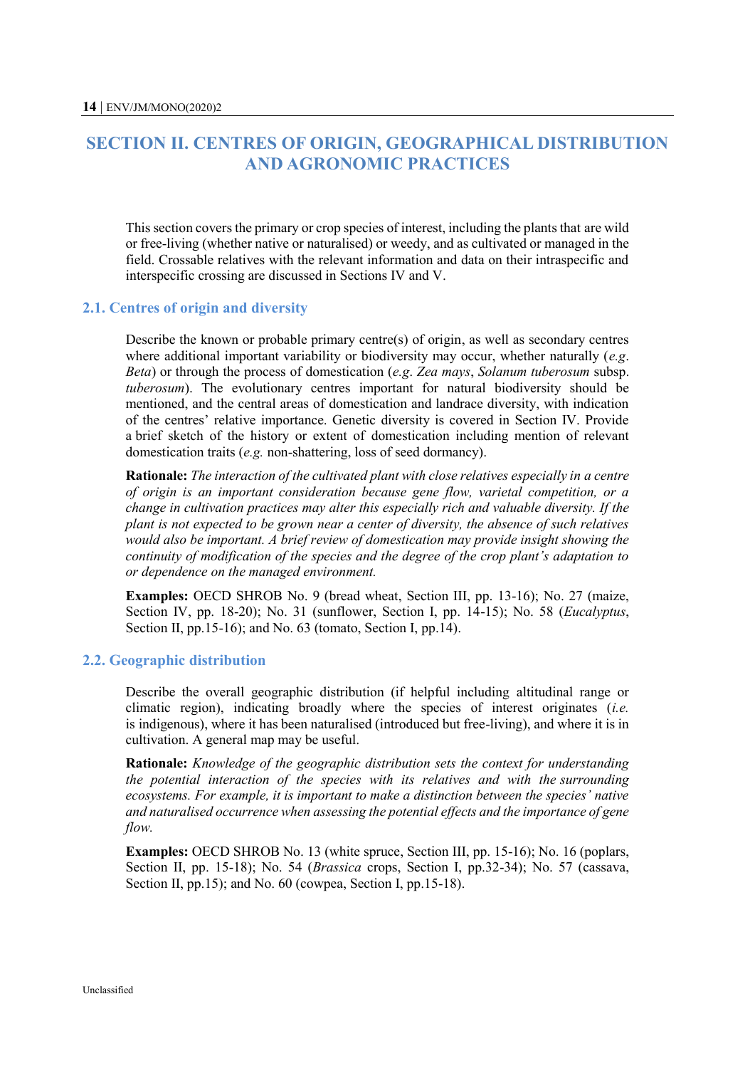# SECTION II. CENTRES OF ORIGIN, GEOGRAPHICAL DISTRIBUTION AND AGRONOMIC PRACTICES

This section covers the primary or crop species of interest, including the plants that are wild or free-living (whether native or naturalised) or weedy, and as cultivated or managed in the field. Crossable relatives with the relevant information and data on their intraspecific and interspecific crossing are discussed in Sections IV and V.

## 2.1. Centres of origin and diversity

Describe the known or probable primary centre(s) of origin, as well as secondary centres where additional important variability or biodiversity may occur, whether naturally (*e.g. Beta*) or through the process of domestication (*e.g. Zea mays*, *Solanum tuberosum* subsp. *tuberosum*). The evolutionary centres important for natural biodiversity should be mentioned, and the central areas of domestication and landrace diversity, with indication of the centres' relative importance. Genetic diversity is covered in Section IV. Provide a brief sketch of the history or extent of domestication including mention of relevant domestication traits (*e.g.* non-shattering, loss of seed dormancy).

**Rationale:** *The interaction of the cultivated plant with close relatives especially in a centre of origin is an important consideration because gene flow, varietal competition, or a change in cultivation practices may alter this especially rich and valuable diversity. If the plant is not expected to be grown near a center of diversity, the absence of such relatives would also be important. A brief review of domestication may provide insight showing the continuity of modification of the species and the degree of the crop plant's adaptation to or dependence on the managed environment.*

**Examples:** OECD SHROB No. 9 (bread wheat, Section III, pp. 13-16); No. 27 (maize, Section IV, pp. 18-20); No. 31 (sunflower, Section I, pp. 14-15); No. 58 (*Eucalyptus*, Section II, pp.15-16); and No. 63 (tomato, Section I, pp.14).

## 2.2. Geographic distribution

Describe the overall geographic distribution (if helpful including altitudinal range or climatic region), indicating broadly where the species of interest originates (*i.e.* is indigenous), where it has been naturalised (introduced but free-living), and where it is in cultivation. A general map may be useful.

**Rationale:** *Knowledge of the geographic distribution sets the context for understanding the potential interaction of the species with its relatives and with the surrounding ecosystems. For example, it is important to make a distinction between the species' native and naturalised occurrence when assessing the potential effects and the importance of gene flow.*

**Examples:** OECD SHROB No. 13 (white spruce, Section III, pp. 15-16); No. 16 (poplars, Section II, pp. 15-18); No. 54 (*Brassica* crops, Section I, pp.32-34); No. 57 (cassava, Section II, pp.15); and No. 60 (cowpea, Section I, pp.15-18).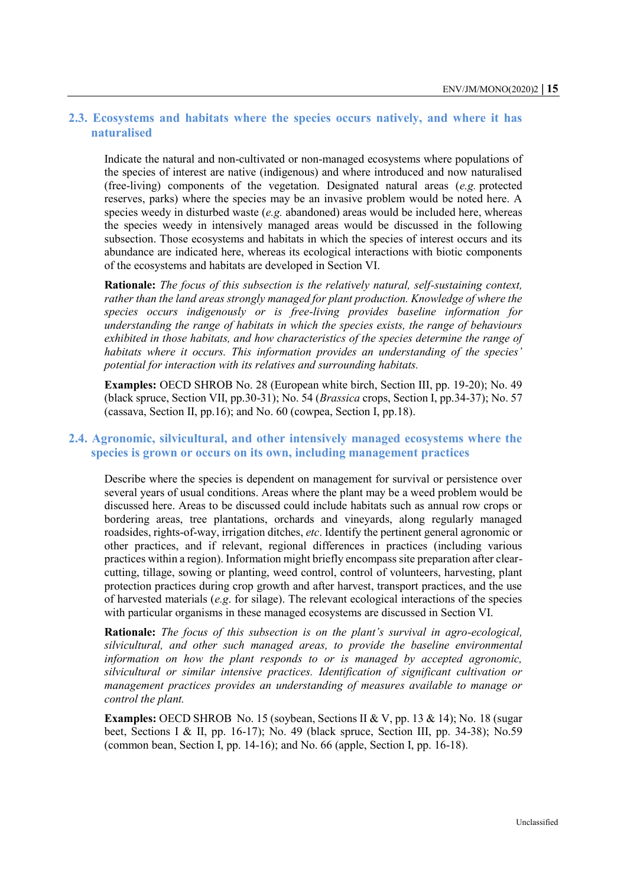## 2.3. Ecosystems and habitats where the species occurs natively, and where it has naturalised

Indicate the natural and non-cultivated or non-managed ecosystems where populations of the species of interest are native (indigenous) and where introduced and now naturalised (free-living) components of the vegetation. Designated natural areas (*e.g.* protected reserves, parks) where the species may be an invasive problem would be noted here. A species weedy in disturbed waste (*e.g.* abandoned) areas would be included here, whereas the species weedy in intensively managed areas would be discussed in the following subsection. Those ecosystems and habitats in which the species of interest occurs and its abundance are indicated here, whereas its ecological interactions with biotic components of the ecosystems and habitats are developed in Section VI.

**Rationale:** *The focus of this subsection is the relatively natural, self-sustaining context, rather than the land areas strongly managed for plant production. Knowledge of where the species occurs indigenously or is free-living provides baseline information for understanding the range of habitats in which the species exists, the range of behaviours exhibited in those habitats, and how characteristics of the species determine the range of habitats where it occurs. This information provides an understanding of the species' potential for interaction with its relatives and surrounding habitats.*

**Examples:** OECD SHROB No. 28 (European white birch, Section III, pp. 19-20); No. 49 (black spruce, Section VII, pp.30-31); No. 54 (*Brassica* crops, Section I, pp.34-37); No. 57 (cassava, Section II, pp.16); and No. 60 (cowpea, Section I, pp.18).

## 2.4. Agronomic, silvicultural, and other intensively managed ecosystems where the species is grown or occurs on its own, including management practices

Describe where the species is dependent on management for survival or persistence over several years of usual conditions. Areas where the plant may be a weed problem would be discussed here. Areas to be discussed could include habitats such as annual row crops or bordering areas, tree plantations, orchards and vineyards, along regularly managed roadsides, rights-of-way, irrigation ditches, *etc*. Identify the pertinent general agronomic or other practices, and if relevant, regional differences in practices (including various practices within a region). Information might briefly encompass site preparation after clear-cutting, tillage, sowing or planting, weed control, control of volunteers, harvesting, plant protection practices during crop growth and after harvest, transport practices, and the use of harvested materials (*e.g*. for silage). The relevant ecological interactions of the species with particular organisms in these managed ecosystems are discussed in Section VI.

**Rationale:** *The focus of this subsection is on the plant's survival in agro-ecological, silvicultural, and other such managed areas, to provide the baseline environmental information on how the plant responds to or is managed by accepted agronomic, silvicultural or similar intensive practices. Identification of significant cultivation or management practices provides an understanding of measures available to manage or control the plant.*

**Examples:** OECD SHROB No. 15 (soybean, Sections II & V, pp. 13 & 14); No. 18 (sugar beet, Sections I & II, pp. 16-17); No. 49 (black spruce, Section III, pp. 34-38); No.59 (common bean, Section I, pp. 14-16); and No. 66 (apple, Section I, pp. 16-18).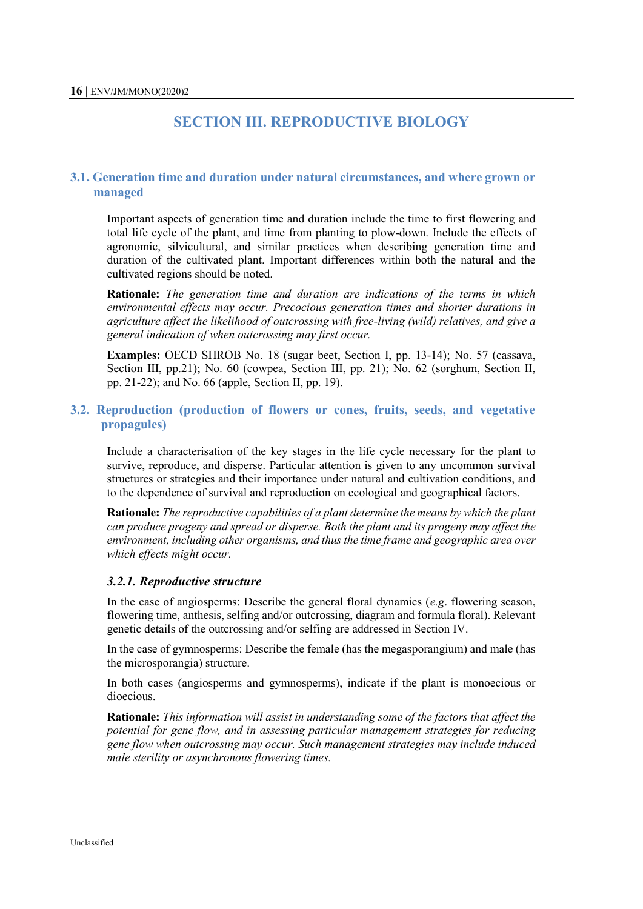# SECTION III. REPRODUCTIVE BIOLOGY

## 3.1. Generation time and duration under natural circumstances, and where grown or managed

Important aspects of generation time and duration include the time to first flowering and total life cycle of the plant, and time from planting to plow-down. Include the effects of agronomic, silvicultural, and similar practices when describing generation time and duration of the cultivated plant. Important differences within both the natural and the cultivated regions should be noted.

**Rationale:** *The generation time and duration are indications of the terms in which environmental effects may occur. Precocious generation times and shorter durations in agriculture affect the likelihood of outcrossing with free-living (wild) relatives, and give a general indication of when outcrossing may first occur.*

**Examples:** OECD SHROB No. 18 (sugar beet, Section I, pp. 13-14); No. 57 (cassava, Section III, pp.21); No. 60 (cowpea, Section III, pp. 21); No. 62 (sorghum, Section II, pp. 21-22); and No. 66 (apple, Section II, pp. 19).

## 3.2. Reproduction (production of flowers or cones, fruits, seeds, and vegetative propagules)

Include a characterisation of the key stages in the life cycle necessary for the plant to survive, reproduce, and disperse. Particular attention is given to any uncommon survival structures or strategies and their importance under natural and cultivation conditions, and to the dependence of survival and reproduction on ecological and geographical factors.

**Rationale:** *The reproductive capabilities of a plant determine the means by which the plant can produce progeny and spread or disperse. Both the plant and its progeny may affect the environment, including other organisms, and thus the time frame and geographic area over which effects might occur.*

### *3.2.1. Reproductive structure*

In the case of angiosperms: Describe the general floral dynamics (*e.g.* flowering season, flowering time, anthesis, selfing and/or outcrossing, diagram and formula floral). Relevant genetic details of the outcrossing and/or selfing are addressed in Section IV.

In the case of gymnosperms: Describe the female (has the megasporangium) and male (has the microsporangia) structure.

In both cases (angiosperms and gymnosperms), indicate if the plant is monoecious or dioecious.

**Rationale:** *This information will assist in understanding some of the factors that affect the potential for gene flow, and in assessing particular management strategies for reducing gene flow when outcrossing may occur. Such management strategies may include induced male sterility or asynchronous flowering times.*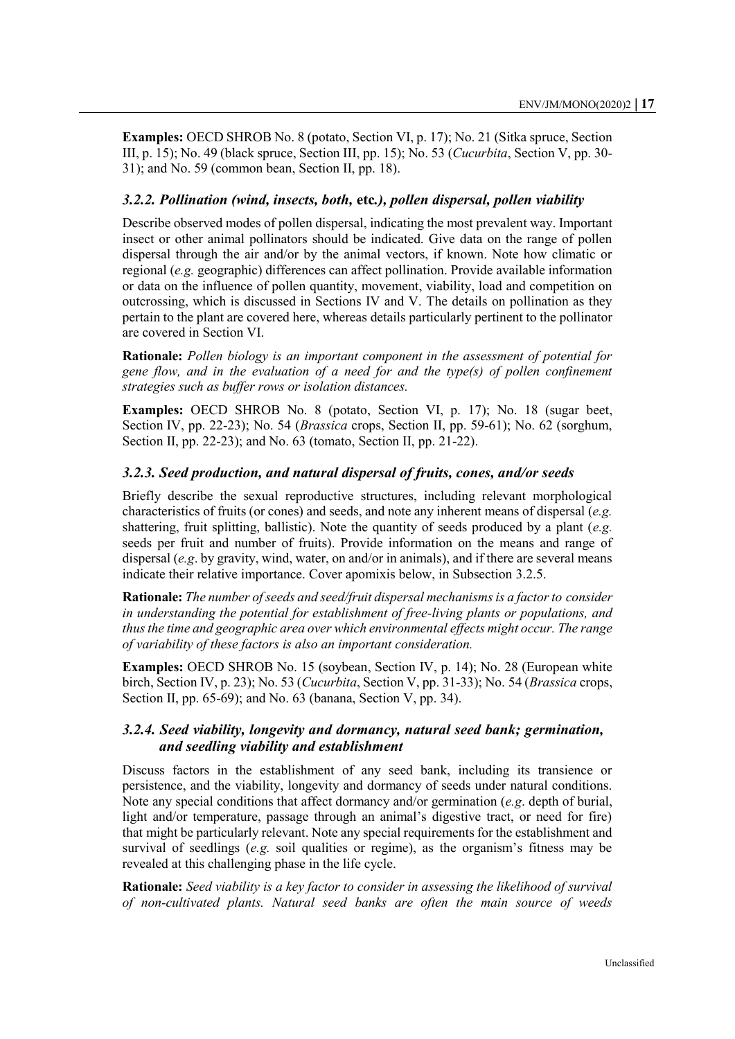**Examples:** OECD SHROB No. 8 (potato, Section VI, p. 17); No. 21 (Sitka spruce, Section III, p. 15); No. 49 (black spruce, Section III, pp. 15); No. 53 (*Cucurbita*, Section V, pp. 30-31); and No. 59 (common bean, Section II, pp. 18).

### *3.2.2. Pollination (wind, insects, both,* etc*.), pollen dispersal, pollen viability*

Describe observed modes of pollen dispersal, indicating the most prevalent way. Important insect or other animal pollinators should be indicated. Give data on the range of pollen dispersal through the air and/or by the animal vectors, if known. Note how climatic or regional (*e.g.* geographic) differences can affect pollination. Provide available information or data on the influence of pollen quantity, movement, viability, load and competition on outcrossing, which is discussed in Sections IV and V. The details on pollination as they pertain to the plant are covered here, whereas details particularly pertinent to the pollinator are covered in Section VI.

**Rationale:** *Pollen biology is an important component in the assessment of potential for gene flow, and in the evaluation of a need for and the type(s) of pollen confinement strategies such as buffer rows or isolation distances.*

**Examples:** OECD SHROB No. 8 (potato, Section VI, p. 17); No. 18 (sugar beet, Section IV, pp. 22-23); No. 54 (*Brassica* crops, Section II, pp. 59-61); No. 62 (sorghum, Section II, pp. 22-23); and No. 63 (tomato, Section II, pp. 21-22).

### *3.2.3. Seed production, and natural dispersal of fruits, cones, and/or seeds*

Briefly describe the sexual reproductive structures, including relevant morphological characteristics of fruits (or cones) and seeds, and note any inherent means of dispersal (*e.g.* shattering, fruit splitting, ballistic). Note the quantity of seeds produced by a plant (*e.g.* seeds per fruit and number of fruits). Provide information on the means and range of dispersal (*e.g*. by gravity, wind, water, on and/or in animals), and if there are several means indicate their relative importance. Cover apomixis below, in Subsection 3.2.5.

**Rationale:** *The number of seeds and seed/fruit dispersal mechanisms is a factor to consider in understanding the potential for establishment of free-living plants or populations, and thus the time and geographic area over which environmental effects might occur. The range of variability of these factors is also an important consideration.*

**Examples:** OECD SHROB No. 15 (soybean, Section IV, p. 14); No. 28 (European white birch, Section IV, p. 23); No. 53 (*Cucurbita*, Section V, pp. 31-33); No. 54 (*Brassica* crops, Section II, pp. 65-69); and No. 63 (banana, Section V, pp. 34).

### *3.2.4. Seed viability, longevity and dormancy, natural seed bank; germination, and seedling viability and establishment*

Discuss factors in the establishment of any seed bank, including its transience or persistence, and the viability, longevity and dormancy of seeds under natural conditions. Note any special conditions that affect dormancy and/or germination (*e.g*. depth of burial, light and/or temperature, passage through an animal's digestive tract, or need for fire) that might be particularly relevant. Note any special requirements for the establishment and survival of seedlings (*e.g.* soil qualities or regime), as the organism's fitness may be revealed at this challenging phase in the life cycle.

**Rationale:** *Seed viability is a key factor to consider in assessing the likelihood of survival of non-cultivated plants. Natural seed banks are often the main source of weeds*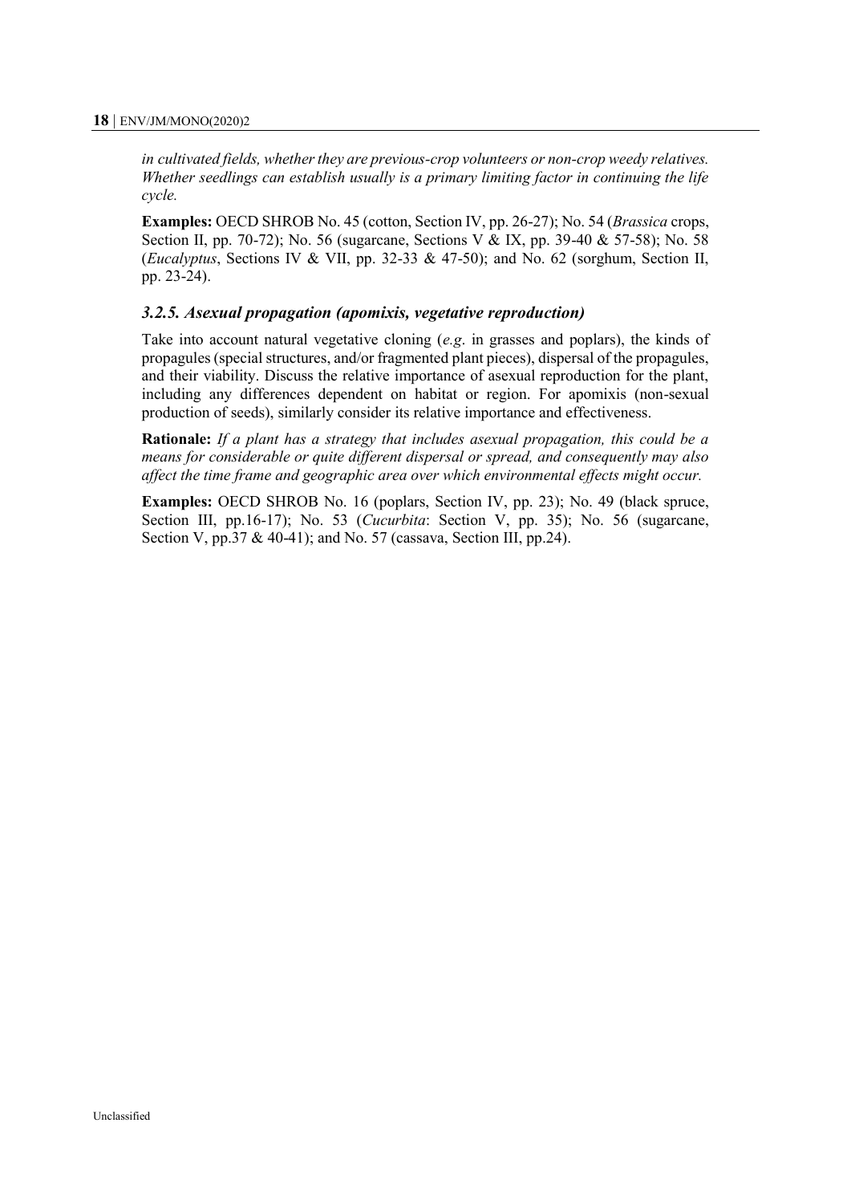*in cultivated fields, whether they are previous-crop volunteers or non-crop weedy relatives. Whether seedlings can establish usually is a primary limiting factor in continuing the life cycle.*

**Examples:** OECD SHROB No. 45 (cotton, Section IV, pp. 26-27); No. 54 (*Brassica* crops, Section II, pp. 70-72); No. 56 (sugarcane, Sections V & IX, pp. 39-40 & 57-58); No. 58 (*Eucalyptus*, Sections IV & VII, pp. 32-33 & 47-50); and No. 62 (sorghum, Section II, pp. 23-24).

### *3.2.5. Asexual propagation (apomixis, vegetative reproduction)*

Take into account natural vegetative cloning (*e.g*. in grasses and poplars), the kinds of propagules (special structures, and/or fragmented plant pieces), dispersal of the propagules, and their viability. Discuss the relative importance of asexual reproduction for the plant, including any differences dependent on habitat or region. For apomixis (non-sexual production of seeds), similarly consider its relative importance and effectiveness.

**Rationale:** *If a plant has a strategy that includes asexual propagation, this could be a means for considerable or quite different dispersal or spread, and consequently may also affect the time frame and geographic area over which environmental effects might occur.*

**Examples:** OECD SHROB No. 16 (poplars, Section IV, pp. 23); No. 49 (black spruce, Section III, pp.16-17); No. 53 (*Cucurbita*: Section V, pp. 35); No. 56 (sugarcane, Section V, pp.37 & 40-41); and No. 57 (cassava, Section III, pp.24).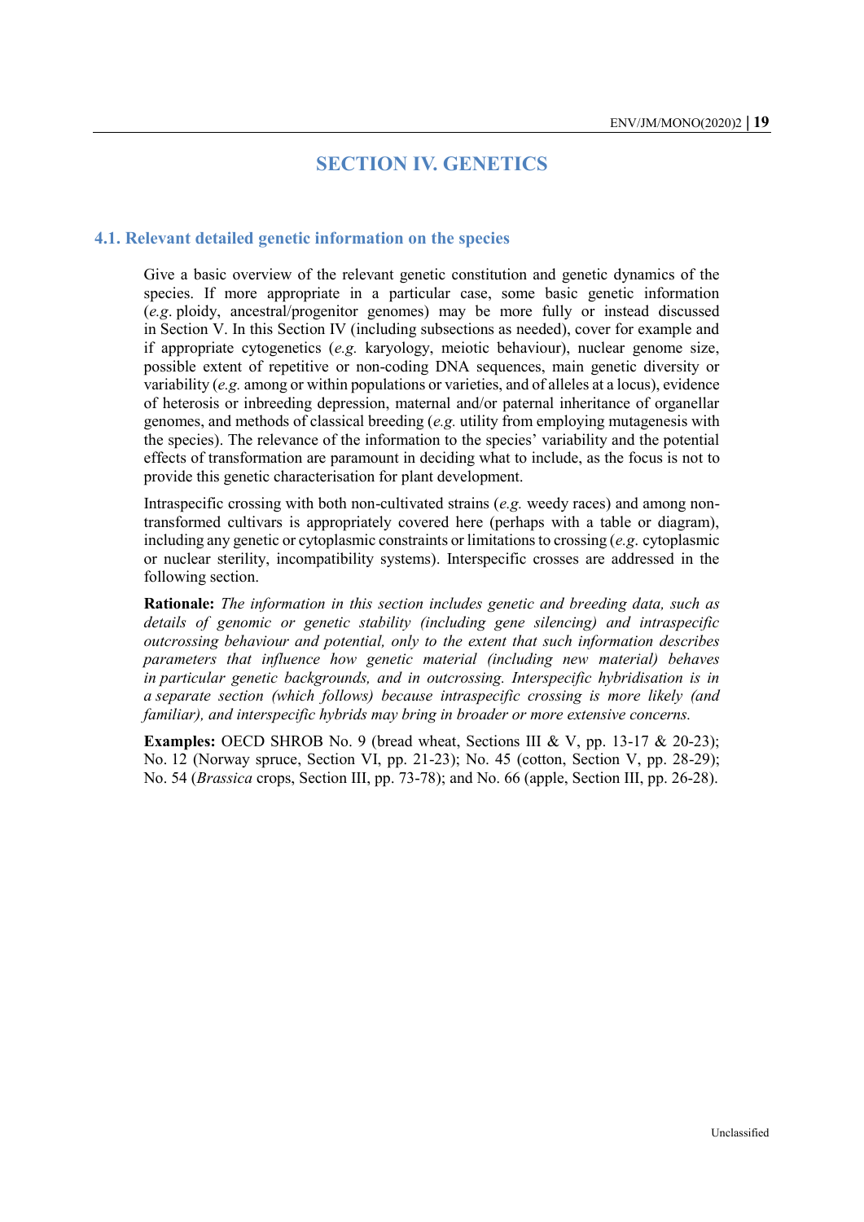# SECTION IV. GENETICS

## 4.1. Relevant detailed genetic information on the species

Give a basic overview of the relevant genetic constitution and genetic dynamics of the species. If more appropriate in a particular case, some basic genetic information (*e.g*. ploidy, ancestral/progenitor genomes) may be more fully or instead discussed in Section V. In this Section IV (including subsections as needed), cover for example and if appropriate cytogenetics (*e.g.* karyology, meiotic behaviour), nuclear genome size, possible extent of repetitive or non-coding DNA sequences, main genetic diversity or variability (*e.g.* among or within populations or varieties, and of alleles at a locus), evidence of heterosis or inbreeding depression, maternal and/or paternal inheritance of organellar genomes, and methods of classical breeding (*e.g.* utility from employing mutagenesis with the species). The relevance of the information to the species' variability and the potential effects of transformation are paramount in deciding what to include, as the focus is not to provide this genetic characterisation for plant development.

Intraspecific crossing with both non-cultivated strains (*e.g.* weedy races) and among non-transformed cultivars is appropriately covered here (perhaps with a table or diagram), including any genetic or cytoplasmic constraints or limitations to crossing (*e.g.* cytoplasmic or nuclear sterility, incompatibility systems). Interspecific crosses are addressed in the following section.

**Rationale:** *The information in this section includes genetic and breeding data, such as details of genomic or genetic stability (including gene silencing) and intraspecific outcrossing behaviour and potential, only to the extent that such information describes parameters that influence how genetic material (including new material) behaves in particular genetic backgrounds, and in outcrossing. Interspecific hybridisation is in a separate section (which follows) because intraspecific crossing is more likely (and familiar), and interspecific hybrids may bring in broader or more extensive concerns.*

**Examples:** OECD SHROB No. 9 (bread wheat, Sections III & V, pp. 13-17 & 20-23); No. 12 (Norway spruce, Section VI, pp. 21-23); No. 45 (cotton, Section V, pp. 28-29); No. 54 (*Brassica* crops, Section III, pp. 73-78); and No. 66 (apple, Section III, pp. 26-28).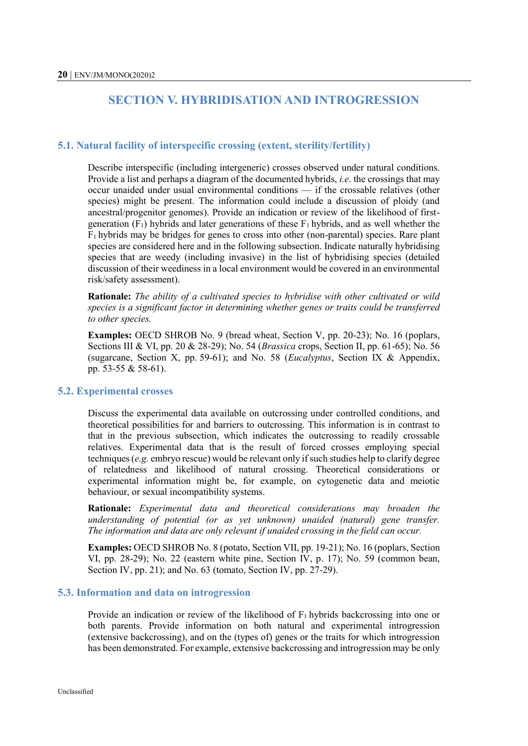# SECTION V. HYBRIDISATION AND INTROGRESSION

## 5.1. Natural facility of interspecific crossing (extent, sterility/fertility)

Describe interspecific (including intergeneric) crosses observed under natural conditions. Provide a list and perhaps a diagram of the documented hybrids, *i.e.* the crossings that may occur unaided under usual environmental conditions — if the crossable relatives (other species) might be present. The information could include a discussion of ploidy (and ancestral/progenitor genomes). Provide an indication or review of the likelihood of first-generation ($F_1$) hybrids and later generations of these $F_1$ hybrids, and as well whether the $F_1$ hybrids may be bridges for genes to cross into other (non-parental) species. Rare plant species are considered here and in the following subsection. Indicate naturally hybridising species that are weedy (including invasive) in the list of hybridising species (detailed discussion of their weediness in a local environment would be covered in an environmental risk/safety assessment).

**Rationale:** *The ability of a cultivated species to hybridise with other cultivated or wild species is a significant factor in determining whether genes or traits could be transferred to other species.*

**Examples:** OECD SHROB No. 9 (bread wheat, Section V, pp. 20-23); No. 16 (poplars, Sections III & VI, pp. 20 & 28-29); No. 54 (*Brassica* crops, Section II, pp. 61-65); No. 56 (sugarcane, Section X, pp. 59-61); and No. 58 (*Eucalyptus*, Section IX & Appendix, pp. 53-55 & 58-61).

## 5.2. Experimental crosses

Discuss the experimental data available on outcrossing under controlled conditions, and theoretical possibilities for and barriers to outcrossing. This information is in contrast to that in the previous subsection, which indicates the outcrossing to readily crossable relatives. Experimental data that is the result of forced crosses employing special techniques (*e.g.* embryo rescue) would be relevant only if such studies help to clarify degree of relatedness and likelihood of natural crossing. Theoretical considerations or experimental information might be, for example, on cytogenetic data and meiotic behaviour, or sexual incompatibility systems.

**Rationale:** *Experimental data and theoretical considerations may broaden the understanding of potential (or as yet unknown) unaided (natural) gene transfer. The information and data are only relevant if unaided crossing in the field can occur.*

**Examples:** OECD SHROB No. 8 (potato, Section VII, pp. 19-21); No. 16 (poplars, Section VI, pp. 28-29); No. 22 (eastern white pine, Section IV, p. 17); No. 59 (common bean, Section IV, pp. 21); and No. 63 (tomato, Section IV, pp. 27-29).

## 5.3. Information and data on introgression

Provide an indication or review of the likelihood of $F_1$ hybrids backcrossing into one or both parents. Provide information on both natural and experimental introgression (extensive backcrossing), and on the (types of) genes or the traits for which introgression has been demonstrated. For example, extensive backcrossing and introgression may be only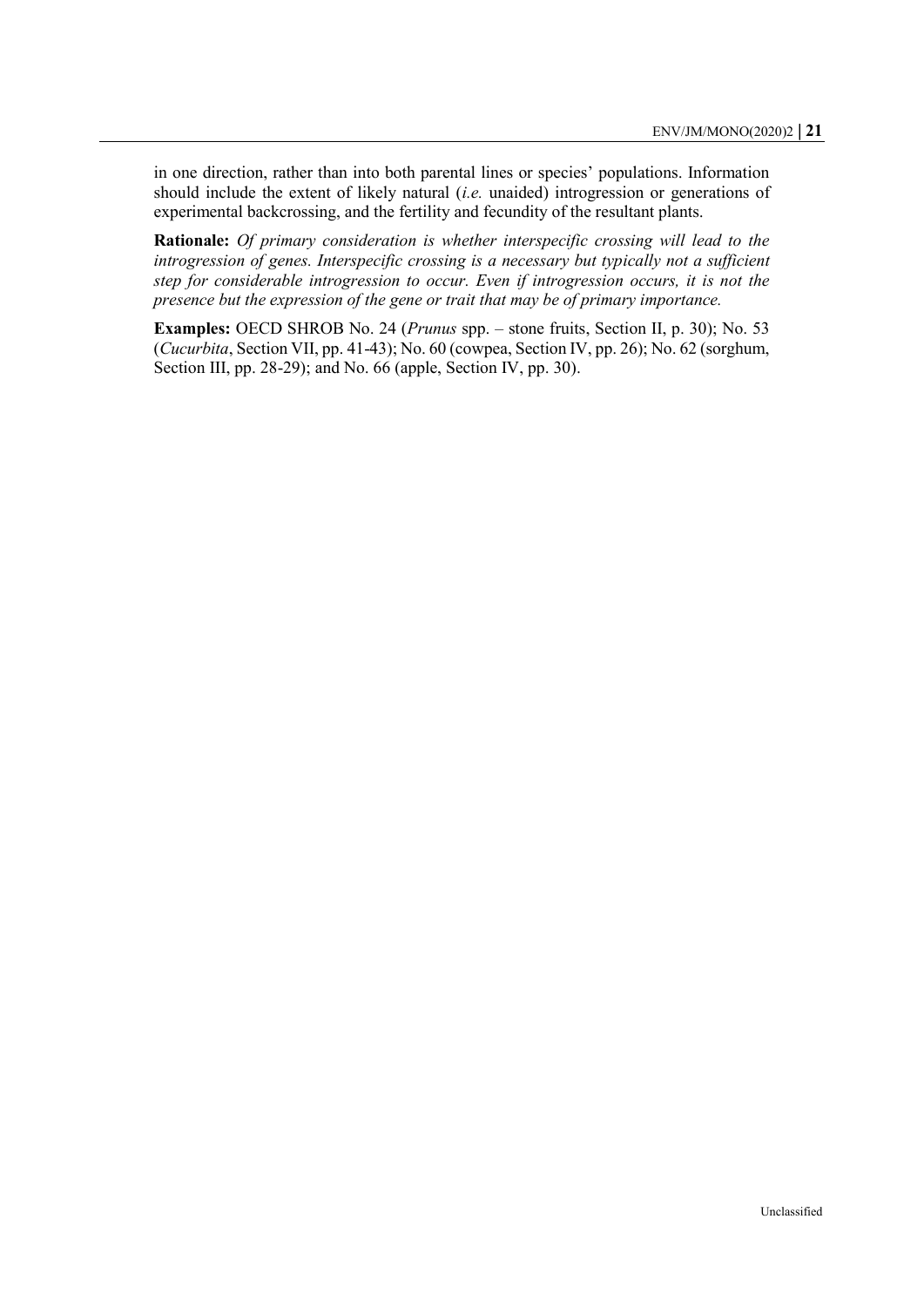in one direction, rather than into both parental lines or species' populations. Information should include the extent of likely natural (*i.e.* unaided) introgression or generations of experimental backcrossing, and the fertility and fecundity of the resultant plants.

**Rationale:** *Of primary consideration is whether interspecific crossing will lead to the introgression of genes. Interspecific crossing is a necessary but typically not a sufficient step for considerable introgression to occur. Even if introgression occurs, it is not the presence but the expression of the gene or trait that may be of primary importance.*

**Examples:** OECD SHROB No. 24 (*Prunus* spp. – stone fruits, Section II, p. 30); No. 53 (*Cucurbita*, Section VII, pp. 41-43); No. 60 (cowpea, Section IV, pp. 26); No. 62 (sorghum, Section III, pp. 28-29); and No. 66 (apple, Section IV, pp. 30).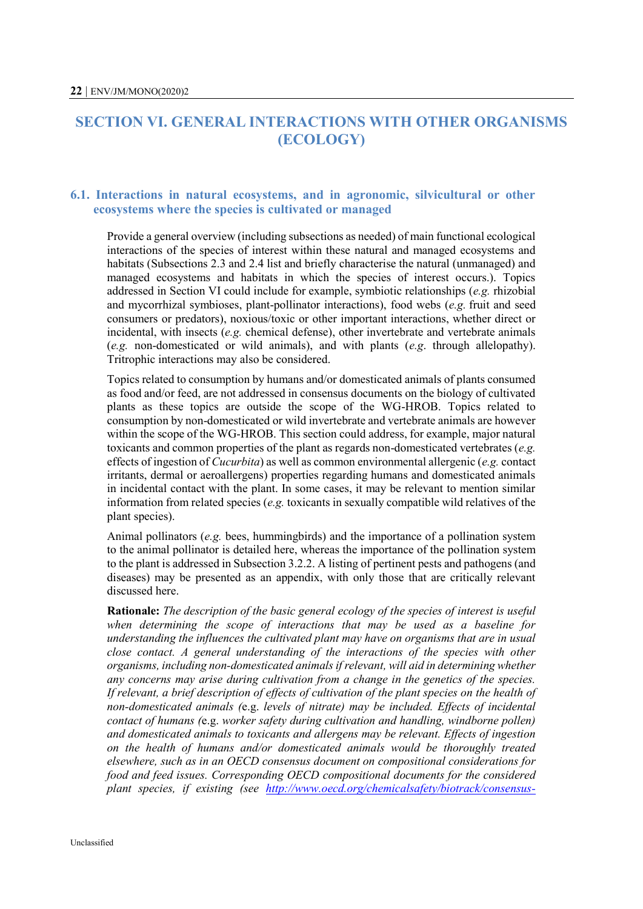# SECTION VI. GENERAL INTERACTIONS WITH OTHER ORGANISMS (ECOLOGY)

## 6.1. Interactions in natural ecosystems, and in agronomic, silvicultural or other ecosystems where the species is cultivated or managed

Provide a general overview (including subsections as needed) of main functional ecological interactions of the species of interest within these natural and managed ecosystems and habitats (Subsections 2.3 and 2.4 list and briefly characterise the natural (unmanaged) and managed ecosystems and habitats in which the species of interest occurs.). Topics addressed in Section VI could include for example, symbiotic relationships (*e.g.* rhizobial and mycorrhizal symbioses, plant-pollinator interactions), food webs (*e.g.* fruit and seed consumers or predators), noxious/toxic or other important interactions, whether direct or incidental, with insects (*e.g.* chemical defense), other invertebrate and vertebrate animals (*e.g.* non-domesticated or wild animals), and with plants (*e.g.* through allelopathy). Tritrophic interactions may also be considered.

Topics related to consumption by humans and/or domesticated animals of plants consumed as food and/or feed, are not addressed in consensus documents on the biology of cultivated plants as these topics are outside the scope of the WG-HROB. Topics related to consumption by non-domesticated or wild invertebrate and vertebrate animals are however within the scope of the WG-HROB. This section could address, for example, major natural toxicants and common properties of the plant as regards non-domesticated vertebrates (*e.g.* effects of ingestion of *Cucurbita*) as well as common environmental allergenic (*e.g.* contact irritants, dermal or aeroallergens) properties regarding humans and domesticated animals in incidental contact with the plant. In some cases, it may be relevant to mention similar information from related species (*e.g.* toxicants in sexually compatible wild relatives of the plant species).

Animal pollinators (*e.g.* bees, hummingbirds) and the importance of a pollination system to the animal pollinator is detailed here, whereas the importance of the pollination system to the plant is addressed in Subsection 3.2.2. A listing of pertinent pests and pathogens (and diseases) may be presented as an appendix, with only those that are critically relevant discussed here.

**Rationale:** *The description of the basic general ecology of the species of interest is useful when determining the scope of interactions that may be used as a baseline for understanding the influences the cultivated plant may have on organisms that are in usual close contact. A general understanding of the interactions of the species with other organisms, including non-domesticated animals if relevant, will aid in determining whether any concerns may arise during cultivation from a change in the genetics of the species. If relevant, a brief description of effects of cultivation of the plant species on the health of non-domesticated animals (*e.g. *levels of nitrate) may be included. Effects of incidental contact of humans (*e.g. *worker safety during cultivation and handling, windborne pollen) and domesticated animals to toxicants and allergens may be relevant. Effects of ingestion on the health of humans and/or domesticated animals would be thoroughly treated elsewhere, such as in an OECD consensus document on compositional considerations for food and feed issues. Corresponding OECD compositional documents for the considered plant species, if existing (see http://www.oecd.org/chemicalsafety/biotrack/consensus-*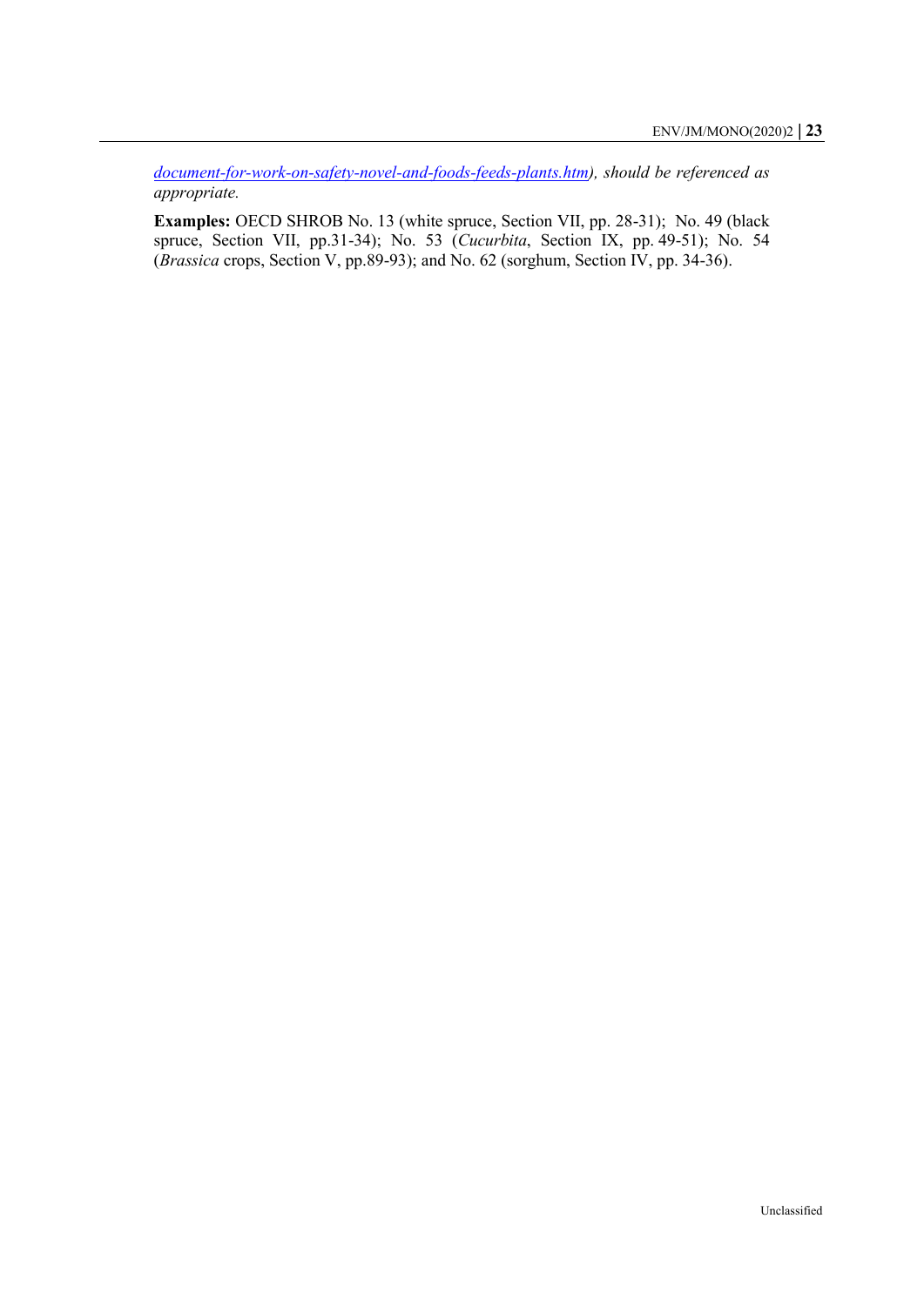*[document-for-work-on-safety-novel-and-foods-feeds-plants.htm](document-for-work-on-safety-novel-and-foods-feeds-plants.htm)), should be referenced as appropriate.*

**Examples:** OECD SHROB No. 13 (white spruce, Section VII, pp. 28-31); No. 49 (black spruce, Section VII, pp.31-34); No. 53 (*Cucurbita*, Section IX, pp. 49-51); No. 54 (*Brassica* crops, Section V, pp.89-93); and No. 62 (sorghum, Section IV, pp. 34-36).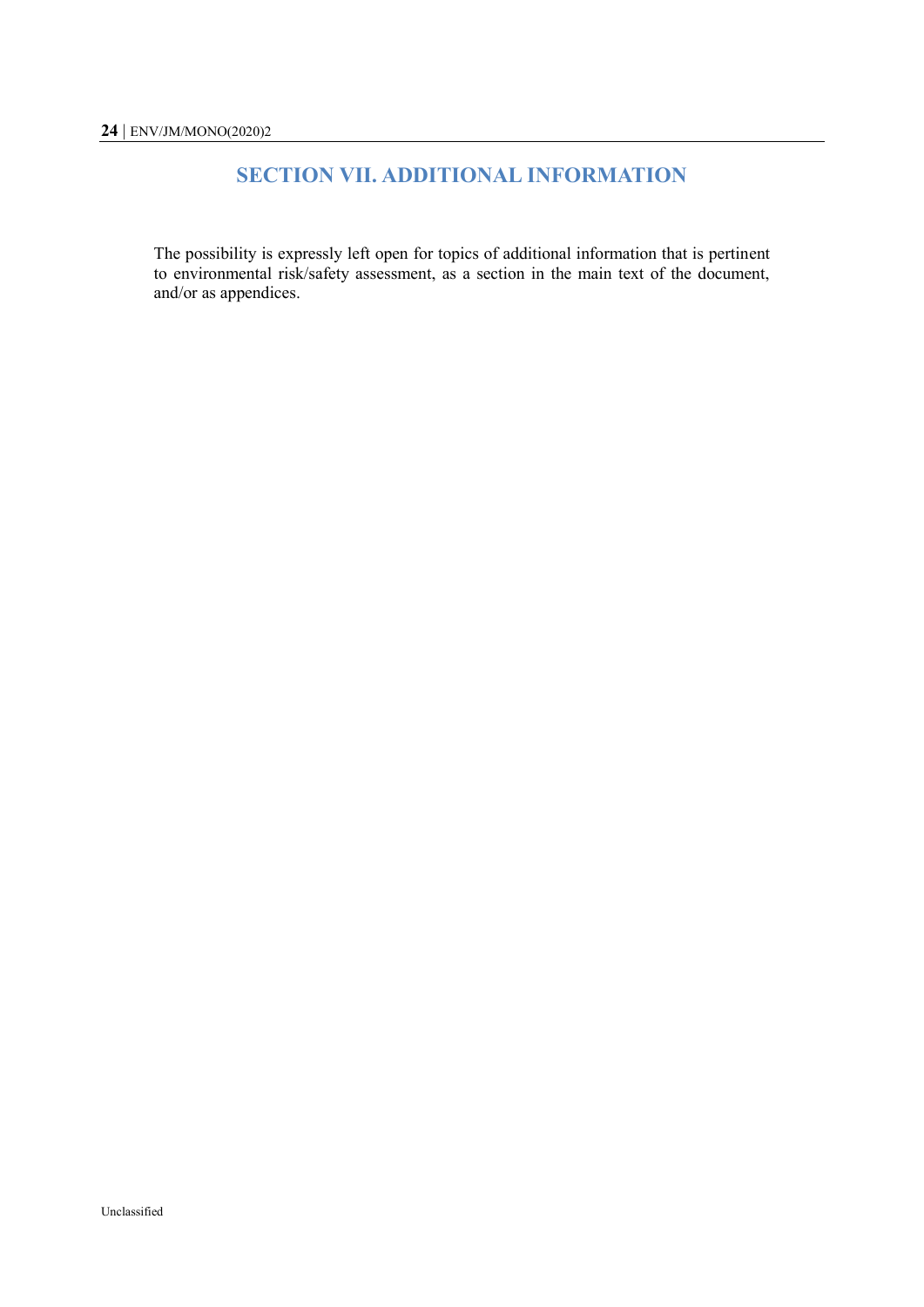# SECTION VII. ADDITIONAL INFORMATION

The possibility is expressly left open for topics of additional information that is pertinent to environmental risk/safety assessment, as a section in the main text of the document, and/or as appendices.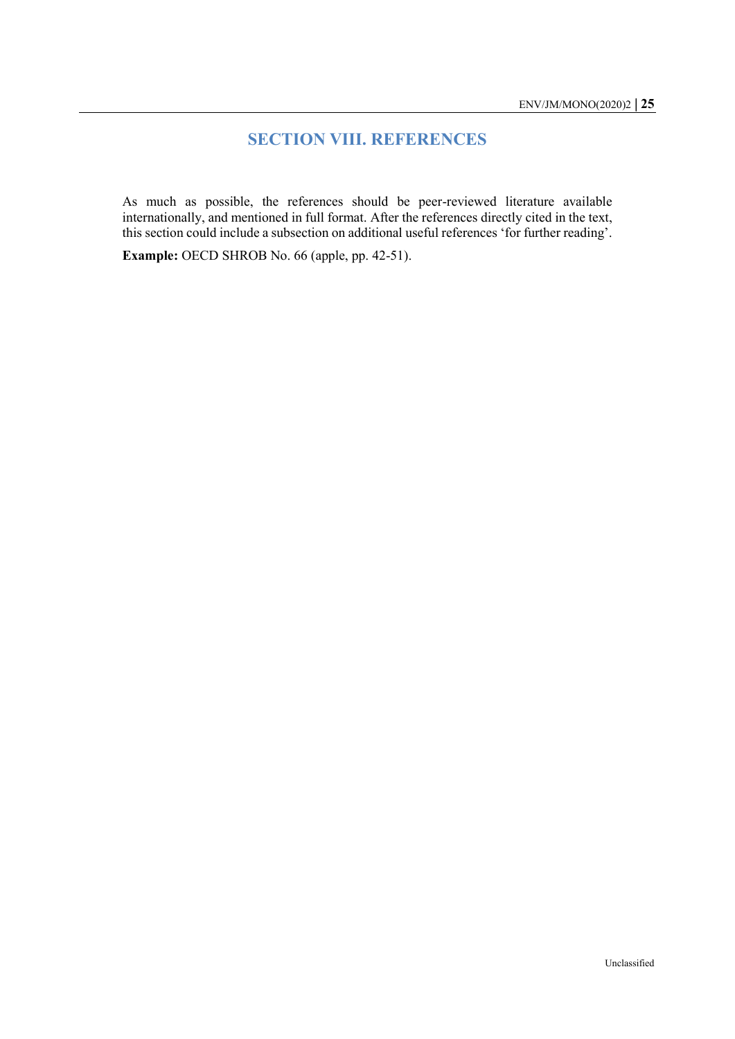# SECTION VIII. REFERENCES

As much as possible, the references should be peer-reviewed literature available internationally, and mentioned in full format. After the references directly cited in the text, this section could include a subsection on additional useful references 'for further reading'.

**Example:** OECD SHROB No. 66 (apple, pp. 42-51).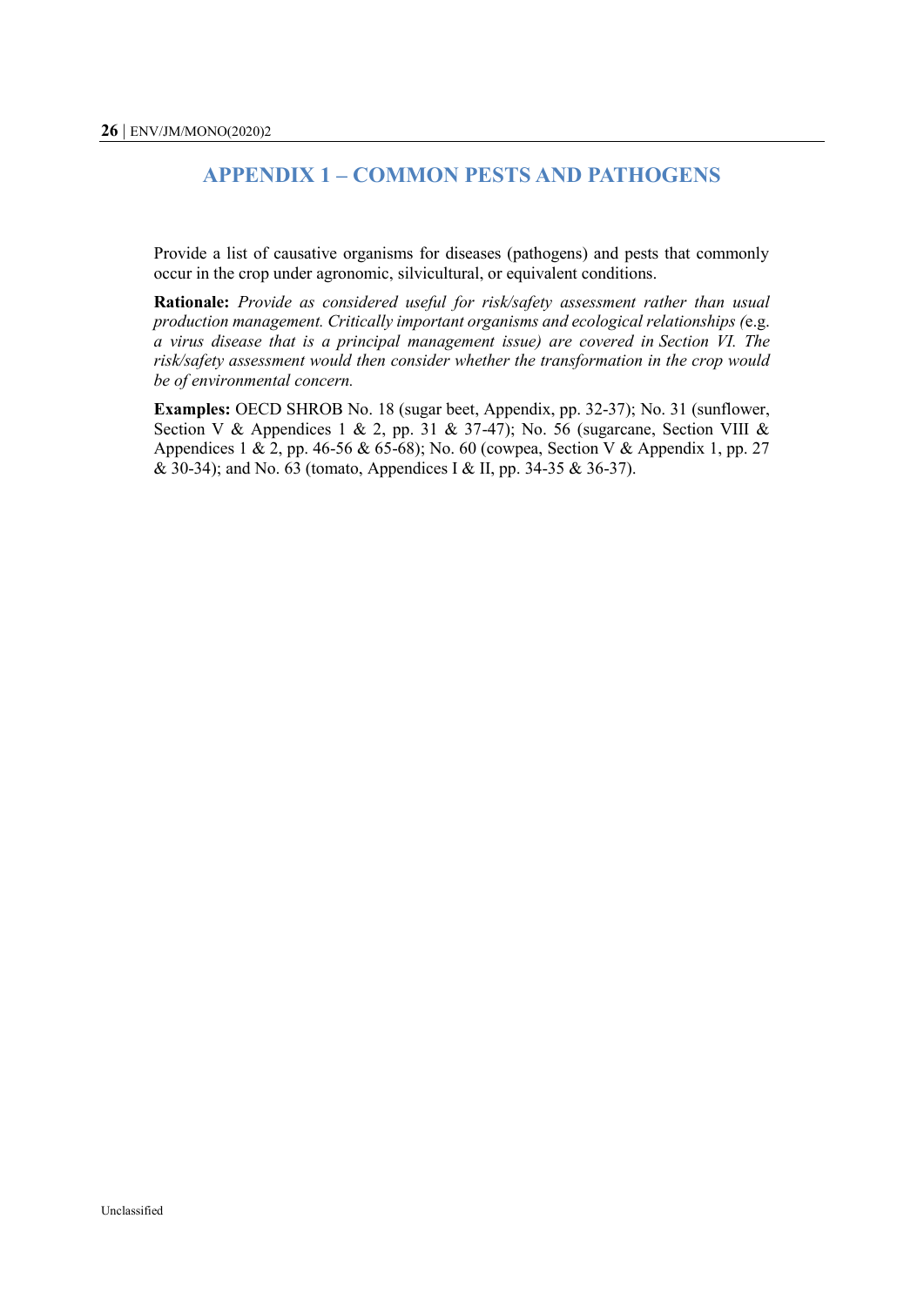# APPENDIX 1 – COMMON PESTS AND PATHOGENS

Provide a list of causative organisms for diseases (pathogens) and pests that commonly occur in the crop under agronomic, silvicultural, or equivalent conditions.

**Rationale:** *Provide as considered useful for risk/safety assessment rather than usual production management. Critically important organisms and ecological relationships (*e.g. *a virus disease that is a principal management issue) are covered in Section VI. The risk/safety assessment would then consider whether the transformation in the crop would be of environmental concern.*

**Examples:** OECD SHROB No. 18 (sugar beet, Appendix, pp. 32-37); No. 31 (sunflower, Section V & Appendices 1 & 2, pp. 31 & 37-47); No. 56 (sugarcane, Section VIII & Appendices 1 & 2, pp. 46-56 & 65-68); No. 60 (cowpea, Section V & Appendix 1, pp. 27 & 30-34); and No. 63 (tomato, Appendices I & II, pp. 34-35 & 36-37).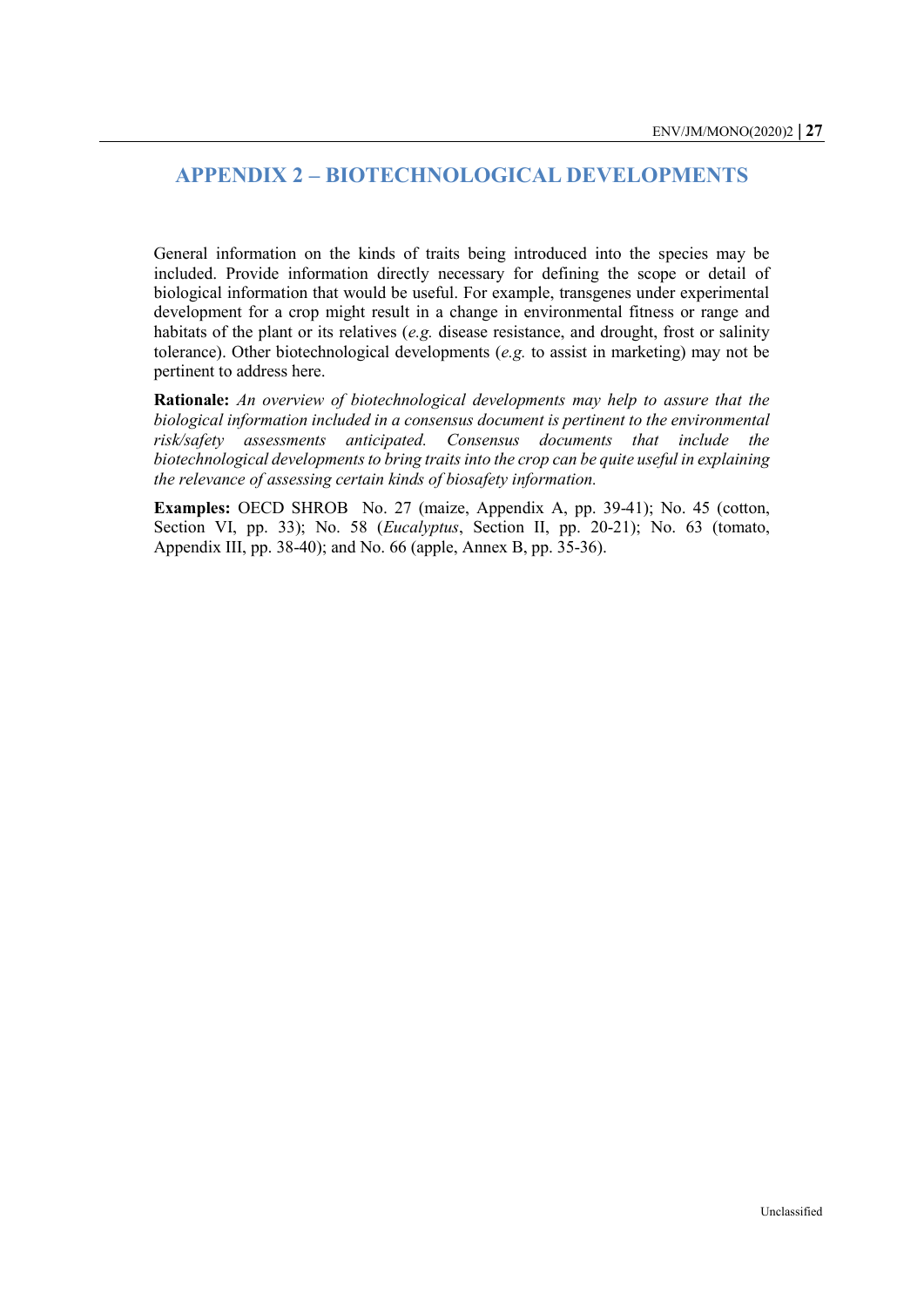# APPENDIX 2 – BIOTECHNOLOGICAL DEVELOPMENTS

General information on the kinds of traits being introduced into the species may be included. Provide information directly necessary for defining the scope or detail of biological information that would be useful. For example, transgenes under experimental development for a crop might result in a change in environmental fitness or range and habitats of the plant or its relatives (*e.g.* disease resistance, and drought, frost or salinity tolerance). Other biotechnological developments (*e.g.* to assist in marketing) may not be pertinent to address here.

**Rationale:** *An overview of biotechnological developments may help to assure that the biological information included in a consensus document is pertinent to the environmental risk/safety assessments anticipated. Consensus documents that include the biotechnological developments to bring traits into the crop can be quite useful in explaining the relevance of assessing certain kinds of biosafety information.*

**Examples:** OECD SHROB No. 27 (maize, Appendix A, pp. 39-41); No. 45 (cotton, Section VI, pp. 33); No. 58 (*Eucalyptus*, Section II, pp. 20-21); No. 63 (tomato, Appendix III, pp. 38-40); and No. 66 (apple, Annex B, pp. 35-36).